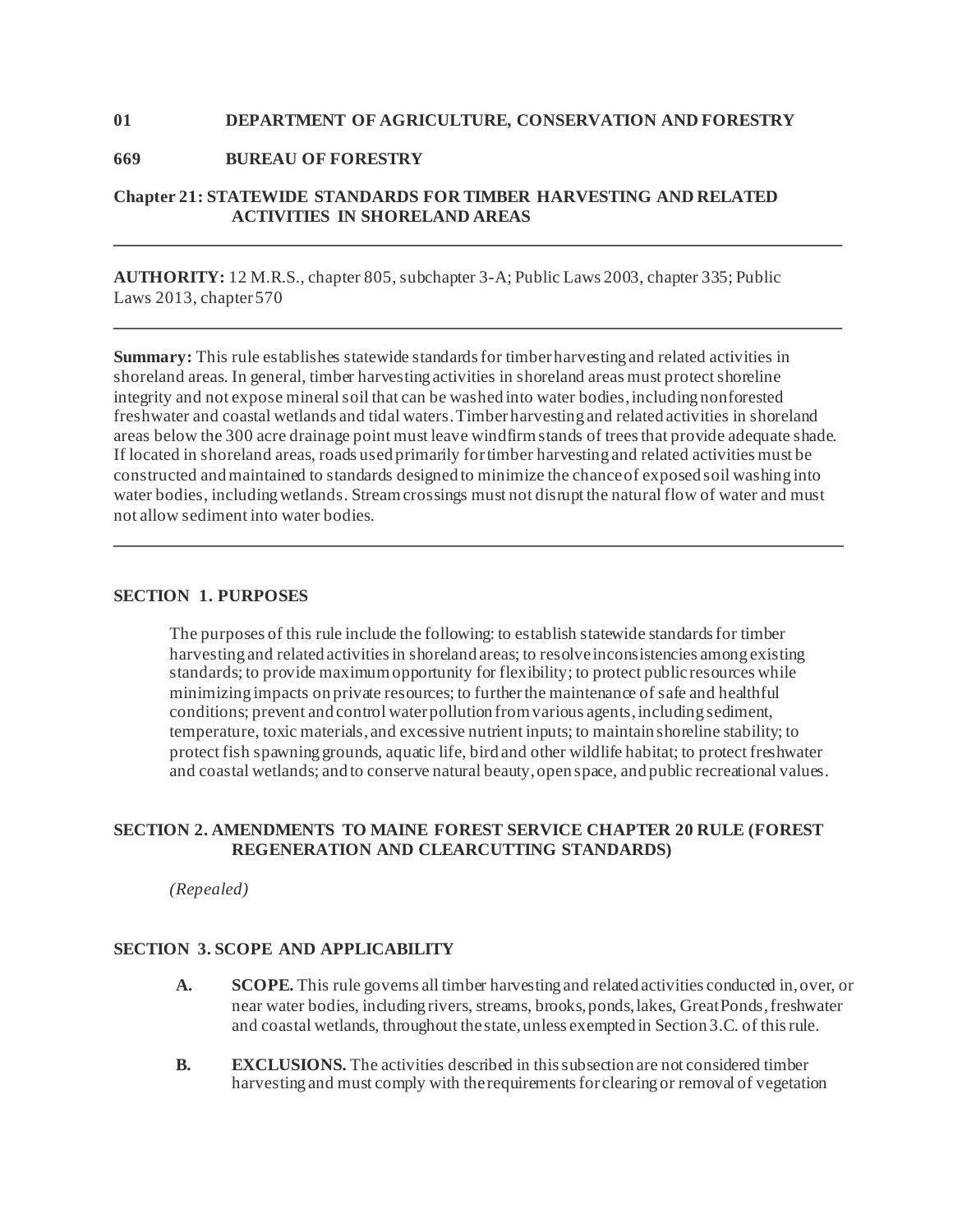**01 DEPARTMENT OF AGRICULTURE, CONSERVATION AND FORESTRY**

**669 BUREAU OF FORESTRY**

**Chapter 21: STATEWIDE STANDARDS FOR TIMBER HARVESTING AND RELATED ACTIVITIES IN SHORELAND AREAS**

---

**AUTHORITY:** 12 M.R.S., chapter 805, subchapter 3-A; Public Laws 2003, chapter 335; Public Laws 2013, chapter 570

---

**Summary:** This rule establishes statewide standards for timber harvesting and related activities in shoreland areas. In general, timber harvesting activities in shoreland areas must protect shoreline integrity and not expose mineral soil that can be washed into water bodies, including nonforested freshwater and coastal wetlands and tidal waters. Timber harvesting and related activities in shoreland areas below the 300 acre drainage point must leave windfirm stands of trees that provide adequate shade. If located in shoreland areas, roads used primarily for timber harvesting and related activities must be constructed and maintained to standards designed to minimize the chance of exposed soil washing into water bodies, including wetlands. Stream crossings must not disrupt the natural flow of water and must not allow sediment into water bodies.

---

## SECTION 1. PURPOSES

The purposes of this rule include the following: to establish statewide standards for timber harvesting and related activities in shoreland areas; to resolve inconsistencies among existing standards; to provide maximum opportunity for flexibility; to protect public resources while minimizing impacts on private resources; to further the maintenance of safe and healthful conditions; prevent and control water pollution from various agents, including sediment, temperature, toxic materials, and excessive nutrient inputs; to maintain shoreline stability; to protect fish spawning grounds, aquatic life, bird and other wildlife habitat; to protect freshwater and coastal wetlands; and to conserve natural beauty, open space, and public recreational values.

## SECTION 2. AMENDMENTS TO MAINE FOREST SERVICE CHAPTER 20 RULE (FOREST REGENERATION AND CLEARCUTTING STANDARDS)

*(Repealed)*

## SECTION 3. SCOPE AND APPLICABILITY

**A. SCOPE.** This rule governs all timber harvesting and related activities conducted in, over, or near water bodies, including rivers, streams, brooks, ponds, lakes, Great Ponds, freshwater and coastal wetlands, throughout the state, unless exempted in Section 3.C. of this rule.

**B. EXCLUSIONS.** The activities described in this subsection are not considered timber harvesting and must comply with the requirements for clearing or removal of vegetation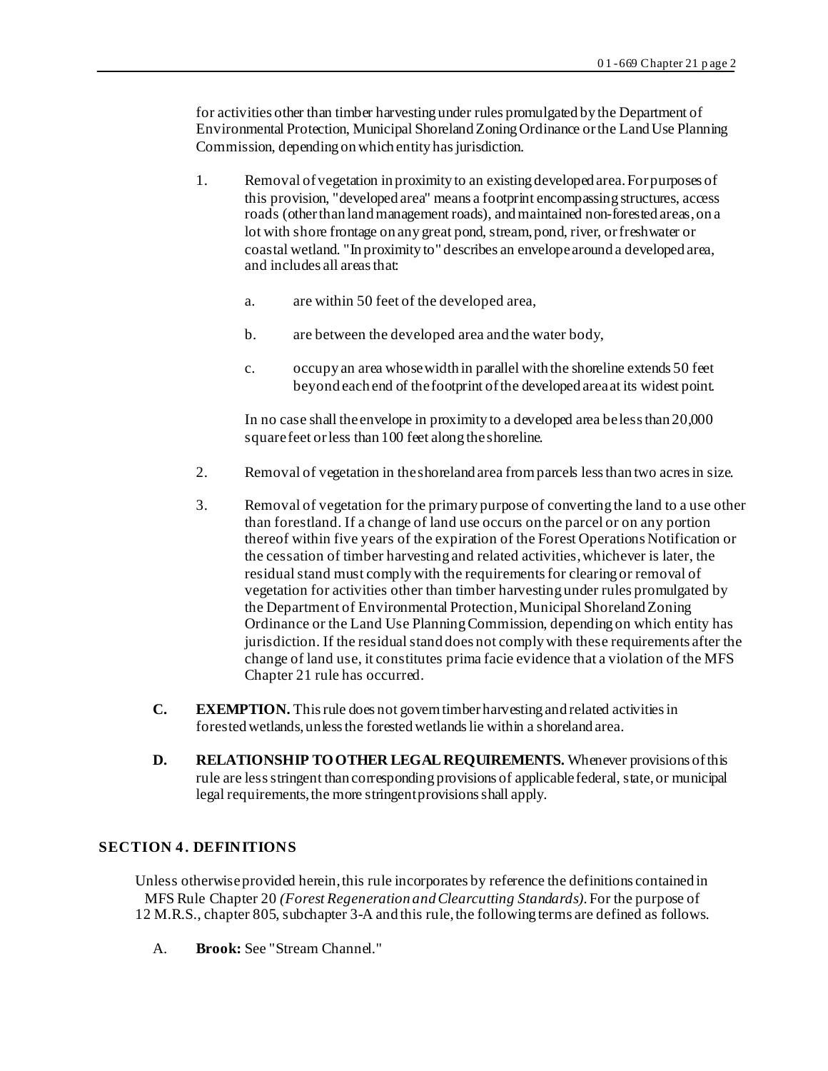for activities other than timber harvesting under rules promulgated by the Department of Environmental Protection, Municipal Shoreland Zoning Ordinance or the Land Use Planning Commission, depending on which entity has jurisdiction.

1. Removal of vegetation in proximity to an existing developed area. For purposes of this provision, "developed area" means a footprint encompassing structures, access roads (other than land management roads), and maintained non-forested areas, on a lot with shore frontage on any great pond, stream, pond, river, or freshwater or coastal wetland. "In proximity to" describes an envelope around a developed area, and includes all areas that:

    a. are within 50 feet of the developed area,

    b. are between the developed area and the water body,

    c. occupy an area whose width in parallel with the shoreline extends 50 feet beyond each end of the footprint of the developed area at its widest point.

    In no case shall the envelope in proximity to a developed area be less than 20,000 square feet or less than 100 feet along the shoreline.

2. Removal of vegetation in the shoreland area from parcels less than two acres in size.

3. Removal of vegetation for the primary purpose of converting the land to a use other than forestland. If a change of land use occurs on the parcel or on any portion thereof within five years of the expiration of the Forest Operations Notification or the cessation of timber harvesting and related activities, whichever is later, the residual stand must comply with the requirements for clearing or removal of vegetation for activities other than timber harvesting under rules promulgated by the Department of Environmental Protection, Municipal Shoreland Zoning Ordinance or the Land Use Planning Commission, depending on which entity has jurisdiction. If the residual stand does not comply with these requirements after the change of land use, it constitutes prima facie evidence that a violation of the MFS Chapter 21 rule has occurred.

**C. EXEMPTION.** This rule does not govern timber harvesting and related activities in forested wetlands, unless the forested wetlands lie within a shoreland area.

**D. RELATIONSHIP TO OTHER LEGAL REQUIREMENTS.** Whenever provisions of this rule are less stringent than corresponding provisions of applicable federal, state, or municipal legal requirements, the more stringent provisions shall apply.

## SECTION 4. DEFINITIONS

Unless otherwise provided herein, this rule incorporates by reference the definitions contained in MFS Rule Chapter 20 *(Forest Regeneration and Clearcutting Standards)*. For the purpose of 12 M.R.S., chapter 805, subchapter 3-A and this rule, the following terms are defined as follows.

A. **Brook:** See "Stream Channel."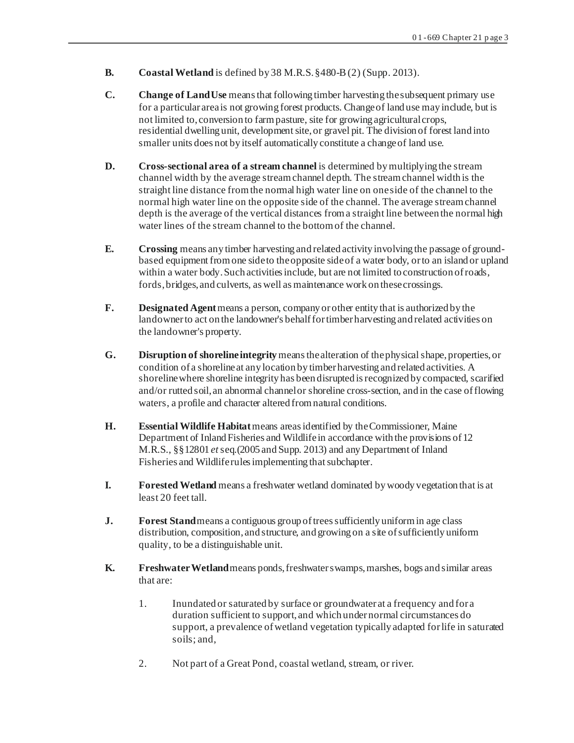**B.** **Coastal Wetland** is defined by 38 M.R.S. §480-B(2) (Supp. 2013).

**C.** **Change of Land Use** means that following timber harvesting the subsequent primary use for a particular area is not growing forest products. Change of land use may include, but is not limited to, conversion to farm pasture, site for growing agricultural crops, residential dwelling unit, development site, or gravel pit. The division of forest land into smaller units does not by itself automatically constitute a change of land use.

**D.** **Cross-sectional area of a stream channel** is determined by multiplying the stream channel width by the average stream channel depth. The stream channel width is the straight line distance from the normal high water line on one side of the channel to the normal high water line on the opposite side of the channel. The average stream channel depth is the average of the vertical distances from a straight line between the normal high water lines of the stream channel to the bottom of the channel.

**E.** **Crossing** means any timber harvesting and related activity involving the passage of ground-based equipment from one side to the opposite side of a water body, or to an island or upland within a water body. Such activities include, but are not limited to construction of roads, fords, bridges, and culverts, as well as maintenance work on these crossings.

**F.** **Designated Agent** means a person, company or other entity that is authorized by the landowner to act on the landowner's behalf for timber harvesting and related activities on the landowner's property.

**G.** **Disruption of shoreline integrity** means the alteration of the physical shape, properties, or condition of a shoreline at any location by timber harvesting and related activities. A shoreline where shoreline integrity has been disrupted is recognized by compacted, scarified and/or rutted soil, an abnormal channel or shoreline cross-section, and in the case of flowing waters, a profile and character altered from natural conditions.

**H.** **Essential Wildlife Habitat** means areas identified by the Commissioner, Maine Department of Inland Fisheries and Wildlife in accordance with the provisions of 12 M.R.S., §§12801 *et seq.*(2005 and Supp. 2013) and any Department of Inland Fisheries and Wildlife rules implementing that subchapter.

**I.** **Forested Wetland** means a freshwater wetland dominated by woody vegetation that is at least 20 feet tall.

**J.** **Forest Stand** means a contiguous group of trees sufficiently uniform in age class distribution, composition, and structure, and growing on a site of sufficiently uniform quality, to be a distinguishable unit.

**K.** **Freshwater Wetland** means ponds, freshwater swamps, marshes, bogs and similar areas that are:

1. Inundated or saturated by surface or groundwater at a frequency and for a duration sufficient to support, and which under normal circumstances do support, a prevalence of wetland vegetation typically adapted for life in saturated soils; and,

2. Not part of a Great Pond, coastal wetland, stream, or river.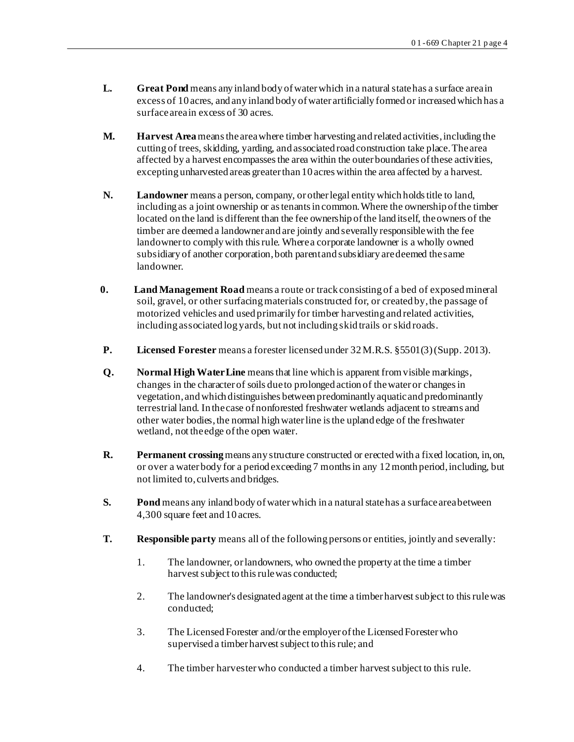**L.** **Great Pond** means any inland body of water which in a natural state has a surface area in excess of 10 acres, and any inland body of water artificially formed or increased which has a surface area in excess of 30 acres.

**M.** **Harvest Area** means the area where timber harvesting and related activities, including the cutting of trees, skidding, yarding, and associated road construction take place. The area affected by a harvest encompasses the area within the outer boundaries of these activities, excepting unharvested areas greater than 10 acres within the area affected by a harvest.

**N.** **Landowner** means a person, company, or other legal entity which holds title to land, including as a joint ownership or as tenants in common. Where the ownership of the timber located on the land is different than the fee ownership of the land itself, the owners of the timber are deemed a landowner and are jointly and severally responsible with the fee landowner to comply with this rule. Where a corporate landowner is a wholly owned subsidiary of another corporation, both parent and subsidiary are deemed the same landowner.

**0.** **Land Management Road** means a route or track consisting of a bed of exposed mineral soil, gravel, or other surfacing materials constructed for, or created by, the passage of motorized vehicles and used primarily for timber harvesting and related activities, including associated log yards, but not including skid trails or skid roads.

**P.** **Licensed Forester** means a forester licensed under 32 M.R.S. §5501(3) (Supp. 2013).

**Q.** **Normal High Water Line** means that line which is apparent from visible markings, changes in the character of soils due to prolonged action of the water or changes in vegetation, and which distinguishes between predominantly aquatic and predominantly terrestrial land. In the case of nonforested freshwater wetlands adjacent to streams and other water bodies, the normal high water line is the upland edge of the freshwater wetland, not the edge of the open water.

**R.** **Permanent crossing** means any structure constructed or erected with a fixed location, in, on, or over a water body for a period exceeding 7 months in any 12 month period, including, but not limited to, culverts and bridges.

**S.** **Pond** means any inland body of water which in a natural state has a surface area between 4,300 square feet and 10 acres.

**T.** **Responsible party** means all of the following persons or entities, jointly and severally:

1. The landowner, or landowners, who owned the property at the time a timber harvest subject to this rule was conducted;

2. The landowner's designated agent at the time a timber harvest subject to this rule was conducted;

3. The Licensed Forester and/or the employer of the Licensed Forester who supervised a timber harvest subject to this rule; and

4. The timber harvester who conducted a timber harvest subject to this rule.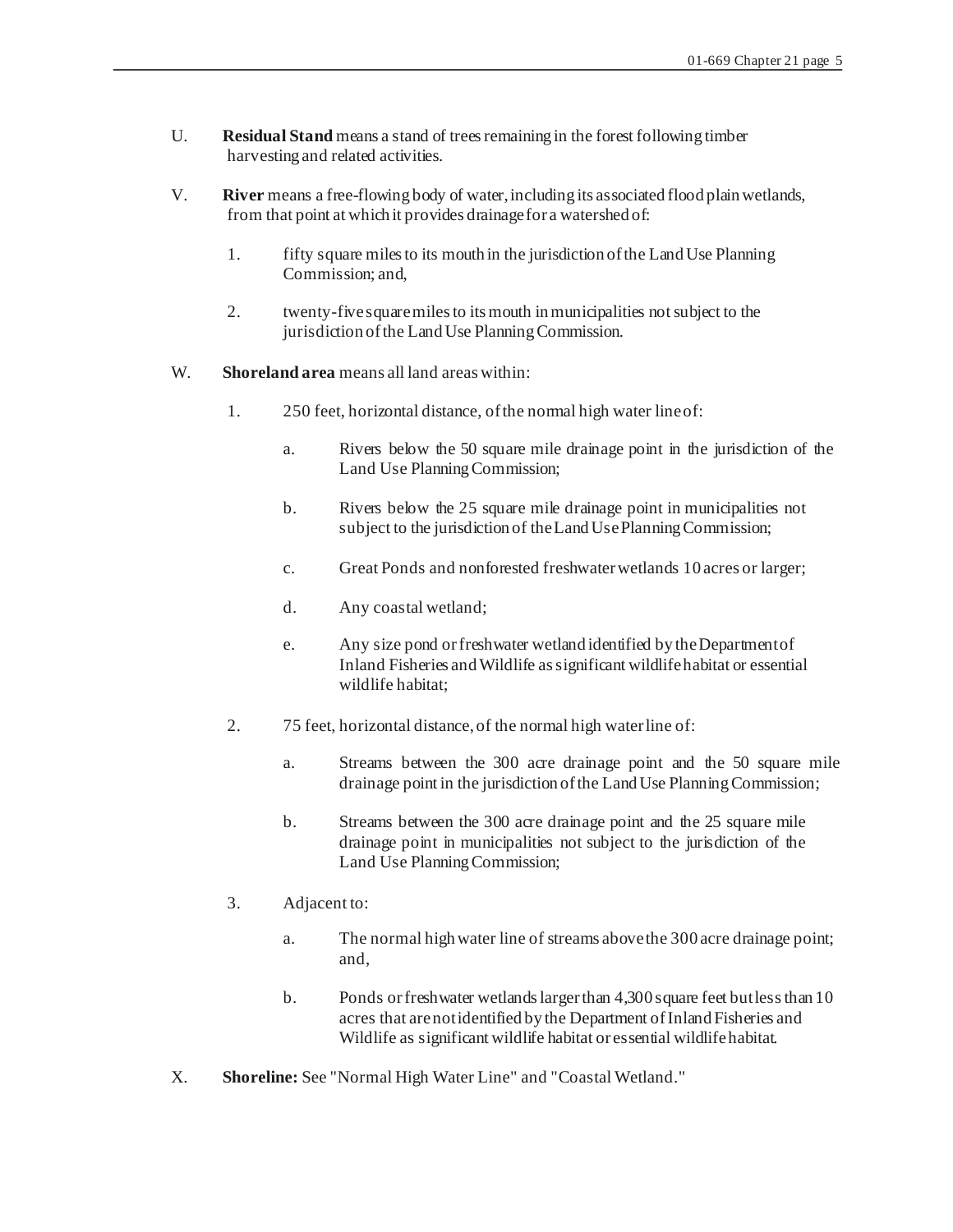U. **Residual Stand** means a stand of trees remaining in the forest following timber harvesting and related activities.

V. **River** means a free-flowing body of water, including its associated flood plain wetlands, from that point at which it provides drainage for a watershed of:

  1. fifty square miles to its mouth in the jurisdiction of the Land Use Planning Commission; and,

  2. twenty-five square miles to its mouth in municipalities not subject to the jurisdiction of the Land Use Planning Commission.

W. **Shoreland area** means all land areas within:

  1. 250 feet, horizontal distance, of the normal high water line of:

    a. Rivers below the 50 square mile drainage point in the jurisdiction of the Land Use Planning Commission;

    b. Rivers below the 25 square mile drainage point in municipalities not subject to the jurisdiction of the Land Use Planning Commission;

    c. Great Ponds and nonforested freshwater wetlands 10 acres or larger;

    d. Any coastal wetland;

    e. Any size pond or freshwater wetland identified by the Department of Inland Fisheries and Wildlife as significant wildlife habitat or essential wildlife habitat;

  2. 75 feet, horizontal distance, of the normal high water line of:

    a. Streams between the 300 acre drainage point and the 50 square mile drainage point in the jurisdiction of the Land Use Planning Commission;

    b. Streams between the 300 acre drainage point and the 25 square mile drainage point in municipalities not subject to the jurisdiction of the Land Use Planning Commission;

  3. Adjacent to:

    a. The normal high water line of streams above the 300 acre drainage point; and,

    b. Ponds or freshwater wetlands larger than 4,300 square feet but less than 10 acres that are not identified by the Department of Inland Fisheries and Wildlife as significant wildlife habitat or essential wildlife habitat.

X. **Shoreline:** See "Normal High Water Line" and "Coastal Wetland."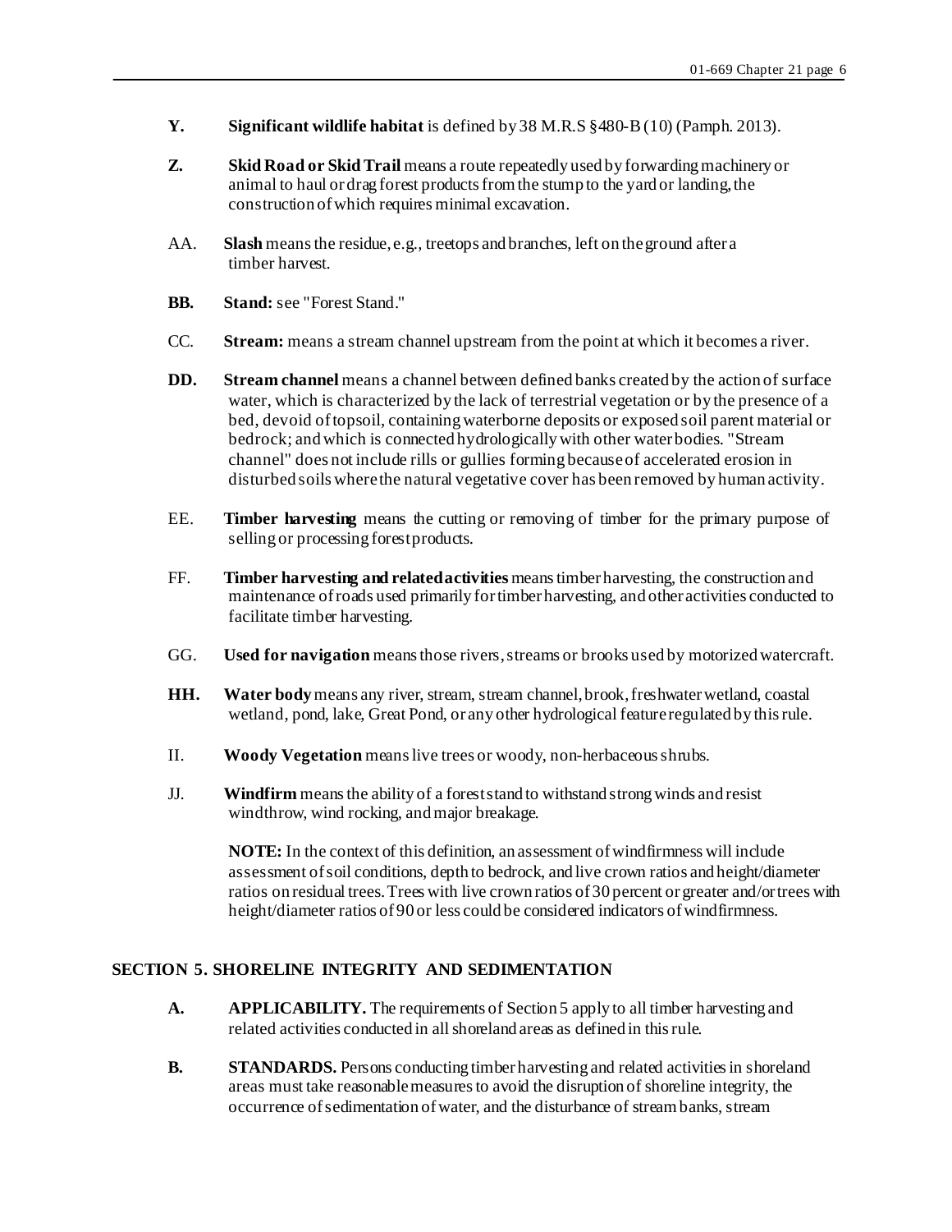**Y.** **Significant wildlife habitat** is defined by 38 M.R.S §480-B (10) (Pamph. 2013).

**Z.** **Skid Road or Skid Trail** means a route repeatedly used by forwarding machinery or animal to haul or drag forest products from the stump to the yard or landing, the construction of which requires minimal excavation.

AA. **Slash** means the residue, e.g., treetops and branches, left on the ground after a timber harvest.

**BB.** **Stand:** see "Forest Stand."

CC. **Stream:** means a stream channel upstream from the point at which it becomes a river.

**DD.** **Stream channel** means a channel between defined banks created by the action of surface water, which is characterized by the lack of terrestrial vegetation or by the presence of a bed, devoid of topsoil, containing waterborne deposits or exposed soil parent material or bedrock; and which is connected hydrologically with other water bodies. "Stream channel" does not include rills or gullies forming because of accelerated erosion in disturbed soils where the natural vegetative cover has been removed by human activity.

EE. **Timber harvesting** means the cutting or removing of timber for the primary purpose of selling or processing forest products.

FF. **Timber harvesting and related activities** means timber harvesting, the construction and maintenance of roads used primarily for timber harvesting, and other activities conducted to facilitate timber harvesting.

GG. **Used for navigation** means those rivers, streams or brooks used by motorized watercraft.

**HH.** **Water body** means any river, stream, stream channel, brook, freshwater wetland, coastal wetland, pond, lake, Great Pond, or any other hydrological feature regulated by this rule.

II. **Woody Vegetation** means live trees or woody, non-herbaceous shrubs.

JJ. **Windfirm** means the ability of a forest stand to withstand strong winds and resist windthrow, wind rocking, and major breakage.

**NOTE:** In the context of this definition, an assessment of windfirmness will include assessment of soil conditions, depth to bedrock, and live crown ratios and height/diameter ratios on residual trees. Trees with live crown ratios of 30 percent or greater and/or trees with height/diameter ratios of 90 or less could be considered indicators of windfirmness.

## SECTION 5. SHORELINE INTEGRITY AND SEDIMENTATION

**A.** **APPLICABILITY.** The requirements of Section 5 apply to all timber harvesting and related activities conducted in all shoreland areas as defined in this rule.

**B.** **STANDARDS.** Persons conducting timber harvesting and related activities in shoreland areas must take reasonable measures to avoid the disruption of shoreline integrity, the occurrence of sedimentation of water, and the disturbance of stream banks, stream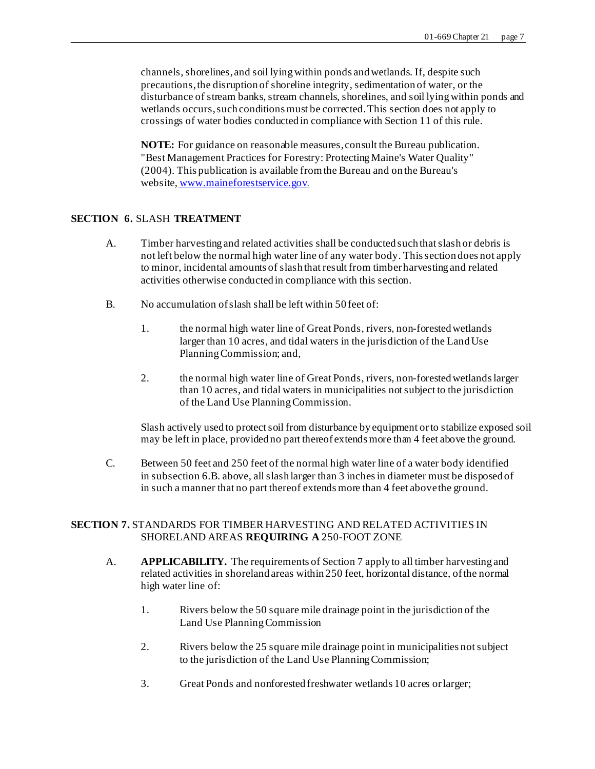channels, shorelines, and soil lying within ponds and wetlands. If, despite such precautions, the disruption of shoreline integrity, sedimentation of water, or the disturbance of stream banks, stream channels, shorelines, and soil lying within ponds and wetlands occurs, such conditions must be corrected. This section does not apply to crossings of water bodies conducted in compliance with Section 11 of this rule.

**NOTE:** For guidance on reasonable measures, consult the Bureau publication. "Best Management Practices for Forestry: Protecting Maine's Water Quality" (2004). This publication is available from the Bureau and on the Bureau's website, [www.maineforestservice.gov](http://www.maineforestservice.gov).

## SECTION 6. SLASH TREATMENT

A. Timber harvesting and related activities shall be conducted such that slash or debris is not left below the normal high water line of any water body. This section does not apply to minor, incidental amounts of slash that result from timber harvesting and related activities otherwise conducted in compliance with this section.

B. No accumulation of slash shall be left within 50 feet of:

1. the normal high water line of Great Ponds, rivers, non-forested wetlands larger than 10 acres, and tidal waters in the jurisdiction of the Land Use Planning Commission; and,

2. the normal high water line of Great Ponds, rivers, non-forested wetlands larger than 10 acres, and tidal waters in municipalities not subject to the jurisdiction of the Land Use Planning Commission.

Slash actively used to protect soil from disturbance by equipment or to stabilize exposed soil may be left in place, provided no part thereof extends more than 4 feet above the ground.

C. Between 50 feet and 250 feet of the normal high water line of a water body identified in subsection 6.B. above, all slash larger than 3 inches in diameter must be disposed of in such a manner that no part thereof extends more than 4 feet above the ground.

## SECTION 7. STANDARDS FOR TIMBER HARVESTING AND RELATED ACTIVITIES IN SHORELAND AREAS REQUIRING A 250-FOOT ZONE

A. **APPLICABILITY.** The requirements of Section 7 apply to all timber harvesting and related activities in shoreland areas within 250 feet, horizontal distance, of the normal high water line of:

1. Rivers below the 50 square mile drainage point in the jurisdiction of the Land Use Planning Commission

2. Rivers below the 25 square mile drainage point in municipalities not subject to the jurisdiction of the Land Use Planning Commission;

3. Great Ponds and nonforested freshwater wetlands 10 acres or larger;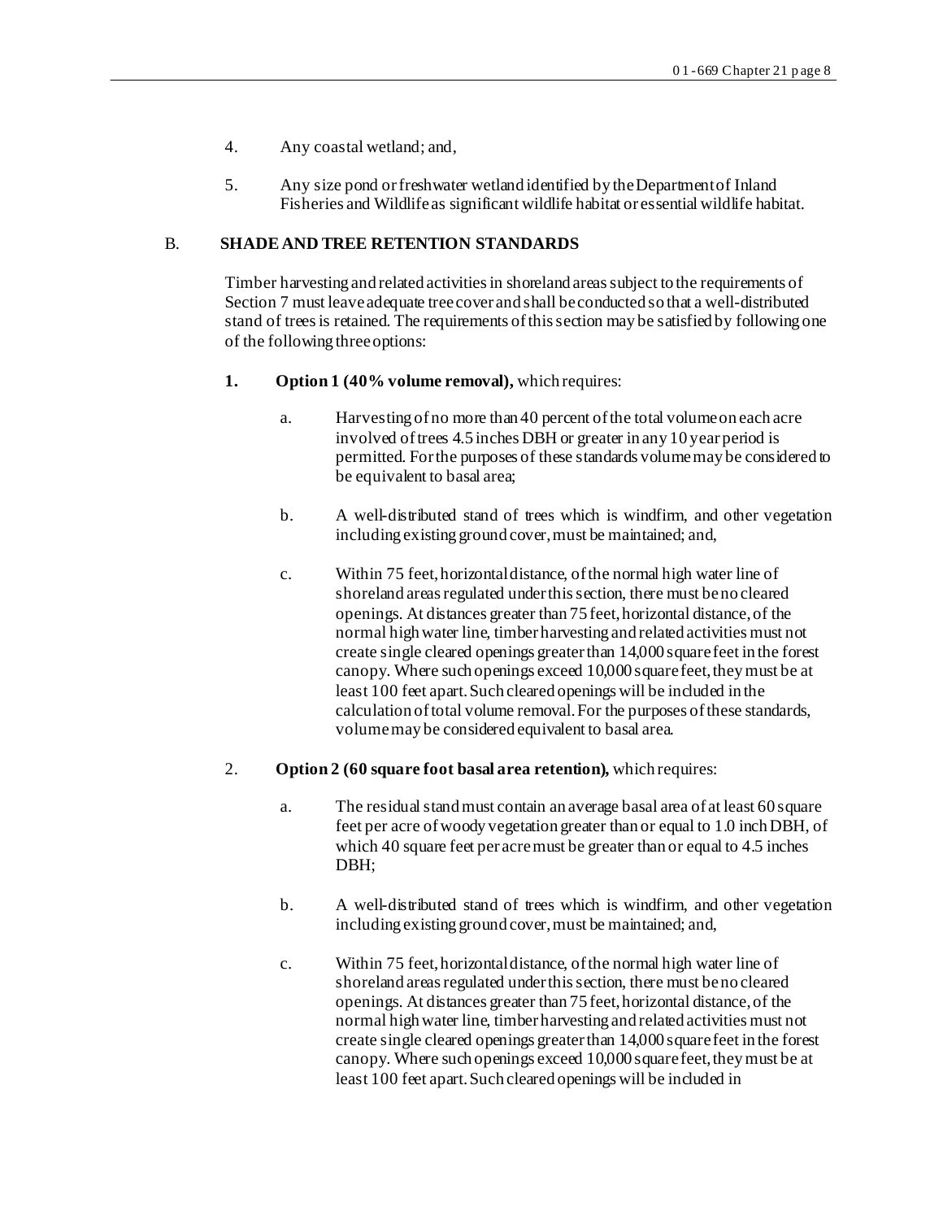4. Any coastal wetland; and,

5. Any size pond or freshwater wetland identified by the Department of Inland Fisheries and Wildlife as significant wildlife habitat or essential wildlife habitat.

### B. SHADE AND TREE RETENTION STANDARDS

Timber harvesting and related activities in shoreland areas subject to the requirements of Section 7 must leave adequate tree cover and shall be conducted so that a well-distributed stand of trees is retained. The requirements of this section may be satisfied by following one of the following three options:

**1. Option 1 (40% volume removal),** which requires:

a. Harvesting of no more than 40 percent of the total volume on each acre involved of trees 4.5 inches DBH or greater in any 10 year period is permitted. For the purposes of these standards volume may be considered to be equivalent to basal area;

b. A well-distributed stand of trees which is windfirm, and other vegetation including existing ground cover, must be maintained; and,

c. Within 75 feet, horizontal distance, of the normal high water line of shoreland areas regulated under this section, there must be no cleared openings. At distances greater than 75 feet, horizontal distance, of the normal high water line, timber harvesting and related activities must not create single cleared openings greater than 14,000 square feet in the forest canopy. Where such openings exceed 10,000 square feet, they must be at least 100 feet apart. Such cleared openings will be included in the calculation of total volume removal. For the purposes of these standards, volume may be considered equivalent to basal area.

2. **Option 2 (60 square foot basal area retention),** which requires:

a. The residual stand must contain an average basal area of at least 60 square feet per acre of woody vegetation greater than or equal to 1.0 inch DBH, of which 40 square feet per acre must be greater than or equal to 4.5 inches DBH;

b. A well-distributed stand of trees which is windfirm, and other vegetation including existing ground cover, must be maintained; and,

c. Within 75 feet, horizontal distance, of the normal high water line of shoreland areas regulated under this section, there must be no cleared openings. At distances greater than 75 feet, horizontal distance, of the normal high water line, timber harvesting and related activities must not create single cleared openings greater than 14,000 square feet in the forest canopy. Where such openings exceed 10,000 square feet, they must be at least 100 feet apart. Such cleared openings will be included in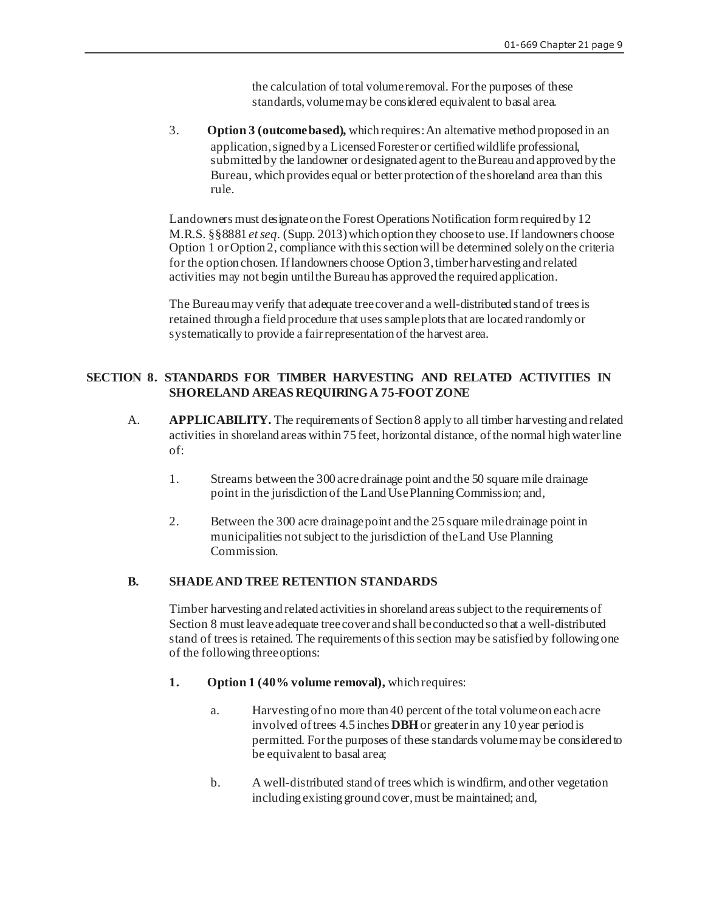the calculation of total volume removal. For the purposes of these standards, volume may be considered equivalent to basal area.

3. **Option 3 (outcome based),** which requires: An alternative method proposed in an application, signed by a Licensed Forester or certified wildlife professional, submitted by the landowner or designated agent to the Bureau and approved by the Bureau, which provides equal or better protection of the shoreland area than this rule.

Landowners must designate on the Forest Operations Notification form required by 12 M.R.S. §§8881 *et seq*. (Supp. 2013) which option they choose to use. If landowners choose Option 1 or Option 2, compliance with this section will be determined solely on the criteria for the option chosen. If landowners choose Option 3, timber harvesting and related activities may not begin until the Bureau has approved the required application.

The Bureau may verify that adequate tree cover and a well-distributed stand of trees is retained through a field procedure that uses sample plots that are located randomly or systematically to provide a fair representation of the harvest area.

## SECTION 8. STANDARDS FOR TIMBER HARVESTING AND RELATED ACTIVITIES IN SHORELAND AREAS REQUIRING A 75-FOOT ZONE

A. **APPLICABILITY.** The requirements of Section 8 apply to all timber harvesting and related activities in shoreland areas within 75 feet, horizontal distance, of the normal high water line of:

1. Streams between the 300 acre drainage point and the 50 square mile drainage point in the jurisdiction of the Land Use Planning Commission; and,

2. Between the 300 acre drainage point and the 25 square mile drainage point in municipalities not subject to the jurisdiction of the Land Use Planning Commission.

### B. SHADE AND TREE RETENTION STANDARDS

Timber harvesting and related activities in shoreland areas subject to the requirements of Section 8 must leave adequate tree cover and shall be conducted so that a well-distributed stand of trees is retained. The requirements of this section may be satisfied by following one of the following three options:

**1. Option 1 (40% volume removal),** which requires:

a. Harvesting of no more than 40 percent of the total volume on each acre involved of trees 4.5 inches **DBH** or greater in any 10 year period is permitted. For the purposes of these standards volume may be considered to be equivalent to basal area;

b. A well-distributed stand of trees which is windfirm, and other vegetation including existing ground cover, must be maintained; and,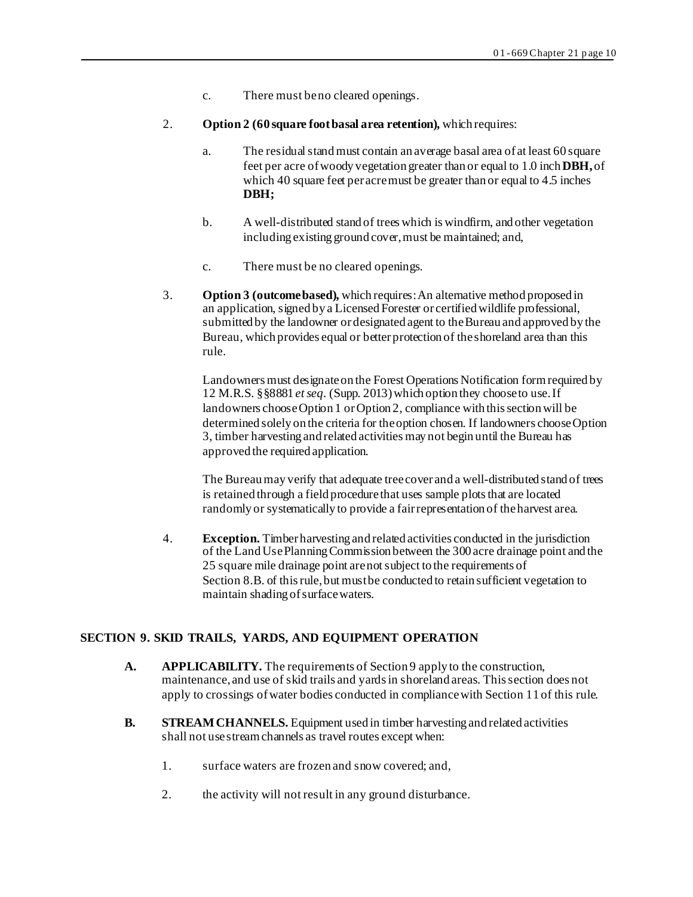c. There must be no cleared openings.

2. **Option 2 (60 square foot basal area retention),** which requires:

   a. The residual stand must contain an average basal area of at least 60 square feet per acre of woody vegetation greater than or equal to 1.0 inch **DBH,** of which 40 square feet per acre must be greater than or equal to 4.5 inches **DBH;**

   b. A well-distributed stand of trees which is windfirm, and other vegetation including existing ground cover, must be maintained; and,

   c. There must be no cleared openings.

3. **Option 3 (outcome based),** which requires: An alternative method proposed in an application, signed by a Licensed Forester or certified wildlife professional, submitted by the landowner or designated agent to the Bureau and approved by the Bureau, which provides equal or better protection of the shoreland area than this rule.

   Landowners must designate on the Forest Operations Notification form required by 12 M.R.S. §§8881 *et seq*. (Supp. 2013) which option they choose to use. If landowners choose Option 1 or Option 2, compliance with this section will be determined solely on the criteria for the option chosen. If landowners choose Option 3, timber harvesting and related activities may not begin until the Bureau has approved the required application.

   The Bureau may verify that adequate tree cover and a well-distributed stand of trees is retained through a field procedure that uses sample plots that are located randomly or systematically to provide a fair representation of the harvest area.

4. **Exception.** Timber harvesting and related activities conducted in the jurisdiction of the Land Use Planning Commission between the 300 acre drainage point and the 25 square mile drainage point are not subject to the requirements of Section 8.B. of this rule, but must be conducted to retain sufficient vegetation to maintain shading of surface waters.

## SECTION 9. SKID TRAILS, YARDS, AND EQUIPMENT OPERATION

**A. APPLICABILITY.** The requirements of Section 9 apply to the construction, maintenance, and use of skid trails and yards in shoreland areas. This section does not apply to crossings of water bodies conducted in compliance with Section 11 of this rule.

**B. STREAM CHANNELS.** Equipment used in timber harvesting and related activities shall not use stream channels as travel routes except when:

1. surface waters are frozen and snow covered; and,

2. the activity will not result in any ground disturbance.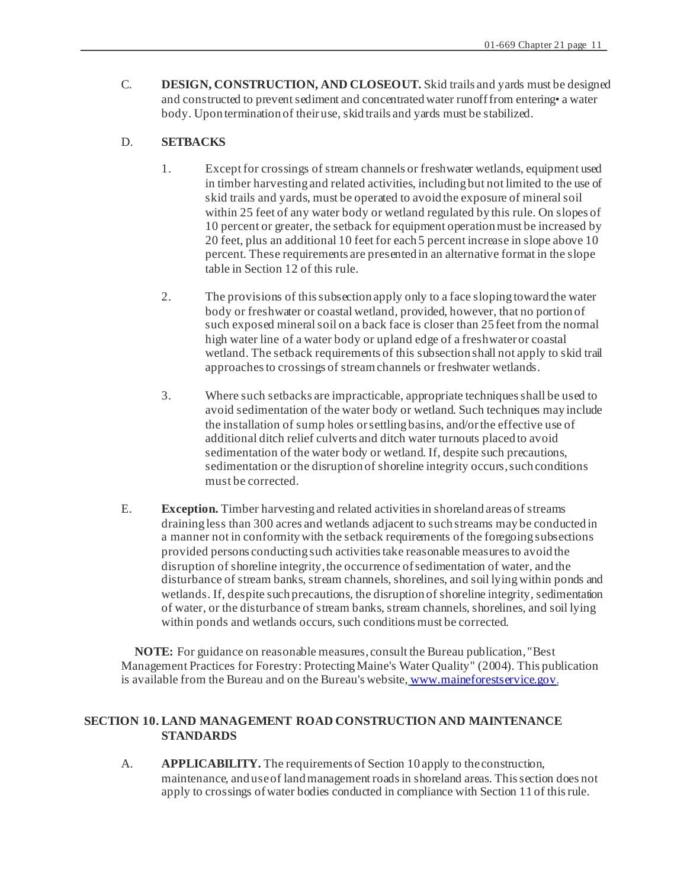C. **DESIGN, CONSTRUCTION, AND CLOSEOUT.** Skid trails and yards must be designed and constructed to prevent sediment and concentrated water runoff from entering• a water body. Upon termination of their use, skid trails and yards must be stabilized.

D. **SETBACKS**

1. Except for crossings of stream channels or freshwater wetlands, equipment used in timber harvesting and related activities, including but not limited to the use of skid trails and yards, must be operated to avoid the exposure of mineral soil within 25 feet of any water body or wetland regulated by this rule. On slopes of 10 percent or greater, the setback for equipment operation must be increased by 20 feet, plus an additional 10 feet for each 5 percent increase in slope above 10 percent. These requirements are presented in an alternative format in the slope table in Section 12 of this rule.

2. The provisions of this subsection apply only to a face sloping toward the water body or freshwater or coastal wetland, provided, however, that no portion of such exposed mineral soil on a back face is closer than 25 feet from the normal high water line of a water body or upland edge of a freshwater or coastal wetland. The setback requirements of this subsection shall not apply to skid trail approaches to crossings of stream channels or freshwater wetlands.

3. Where such setbacks are impracticable, appropriate techniques shall be used to avoid sedimentation of the water body or wetland. Such techniques may include the installation of sump holes or settling basins, and/or the effective use of additional ditch relief culverts and ditch water turnouts placed to avoid sedimentation of the water body or wetland. If, despite such precautions, sedimentation or the disruption of shoreline integrity occurs, such conditions must be corrected.

E. **Exception.** Timber harvesting and related activities in shoreland areas of streams draining less than 300 acres and wetlands adjacent to such streams may be conducted in a manner not in conformity with the setback requirements of the foregoing subsections provided persons conducting such activities take reasonable measures to avoid the disruption of shoreline integrity, the occurrence of sedimentation of water, and the disturbance of stream banks, stream channels, shorelines, and soil lying within ponds and wetlands. If, despite such precautions, the disruption of shoreline integrity, sedimentation of water, or the disturbance of stream banks, stream channels, shorelines, and soil lying within ponds and wetlands occurs, such conditions must be corrected.

**NOTE:** For guidance on reasonable measures, consult the Bureau publication, "Best Management Practices for Forestry: Protecting Maine's Water Quality" (2004). This publication is available from the Bureau and on the Bureau's website, www.maineforestservice.gov.

## SECTION 10. LAND MANAGEMENT ROAD CONSTRUCTION AND MAINTENANCE STANDARDS

A. **APPLICABILITY.** The requirements of Section 10 apply to the construction, maintenance, and use of land management roads in shoreland areas. This section does not apply to crossings of water bodies conducted in compliance with Section 11 of this rule.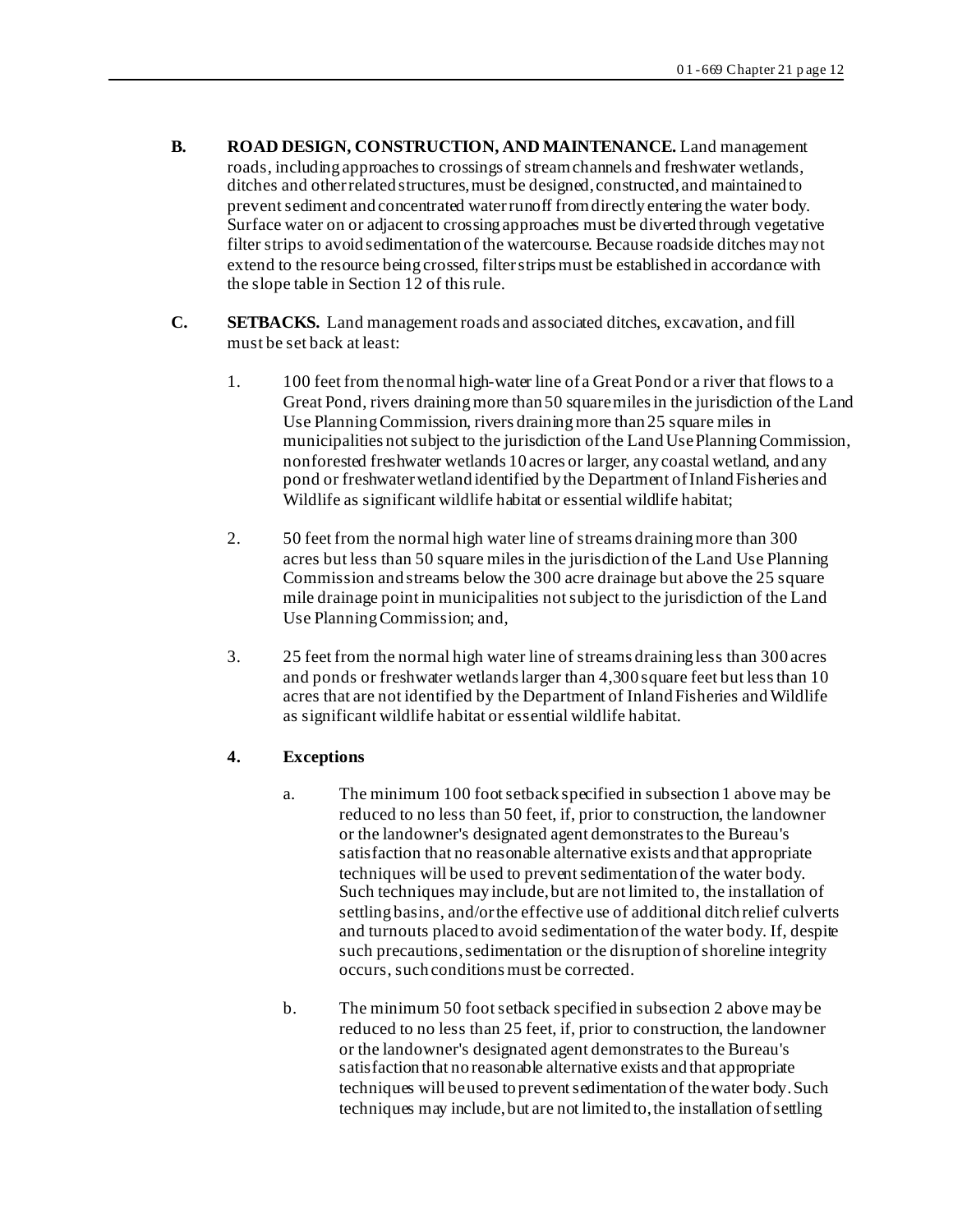**B. ROAD DESIGN, CONSTRUCTION, AND MAINTENANCE.** Land management roads, including approaches to crossings of stream channels and freshwater wetlands, ditches and other related structures, must be designed, constructed, and maintained to prevent sediment and concentrated water runoff from directly entering the water body. Surface water on or adjacent to crossing approaches must be diverted through vegetative filter strips to avoid sedimentation of the watercourse. Because roadside ditches may not extend to the resource being crossed, filter strips must be established in accordance with the slope table in Section 12 of this rule.

**C. SETBACKS.** Land management roads and associated ditches, excavation, and fill must be set back at least:

1. 100 feet from the normal high-water line of a Great Pond or a river that flows to a Great Pond, rivers draining more than 50 square miles in the jurisdiction of the Land Use Planning Commission, rivers draining more than 25 square miles in municipalities not subject to the jurisdiction of the Land Use Planning Commission, nonforested freshwater wetlands 10 acres or larger, any coastal wetland, and any pond or freshwater wetland identified by the Department of Inland Fisheries and Wildlife as significant wildlife habitat or essential wildlife habitat;

2. 50 feet from the normal high water line of streams draining more than 300 acres but less than 50 square miles in the jurisdiction of the Land Use Planning Commission and streams below the 300 acre drainage but above the 25 square mile drainage point in municipalities not subject to the jurisdiction of the Land Use Planning Commission; and,

3. 25 feet from the normal high water line of streams draining less than 300 acres and ponds or freshwater wetlands larger than 4,300 square feet but less than 10 acres that are not identified by the Department of Inland Fisheries and Wildlife as significant wildlife habitat or essential wildlife habitat.

**4. Exceptions**

a. The minimum 100 foot setback specified in subsection 1 above may be reduced to no less than 50 feet, if, prior to construction, the landowner or the landowner's designated agent demonstrates to the Bureau's satisfaction that no reasonable alternative exists and that appropriate techniques will be used to prevent sedimentation of the water body. Such techniques may include, but are not limited to, the installation of settling basins, and/or the effective use of additional ditch relief culverts and turnouts placed to avoid sedimentation of the water body. If, despite such precautions, sedimentation or the disruption of shoreline integrity occurs, such conditions must be corrected.

b. The minimum 50 foot setback specified in subsection 2 above may be reduced to no less than 25 feet, if, prior to construction, the landowner or the landowner's designated agent demonstrates to the Bureau's satisfaction that no reasonable alternative exists and that appropriate techniques will be used to prevent sedimentation of the water body. Such techniques may include, but are not limited to, the installation of settling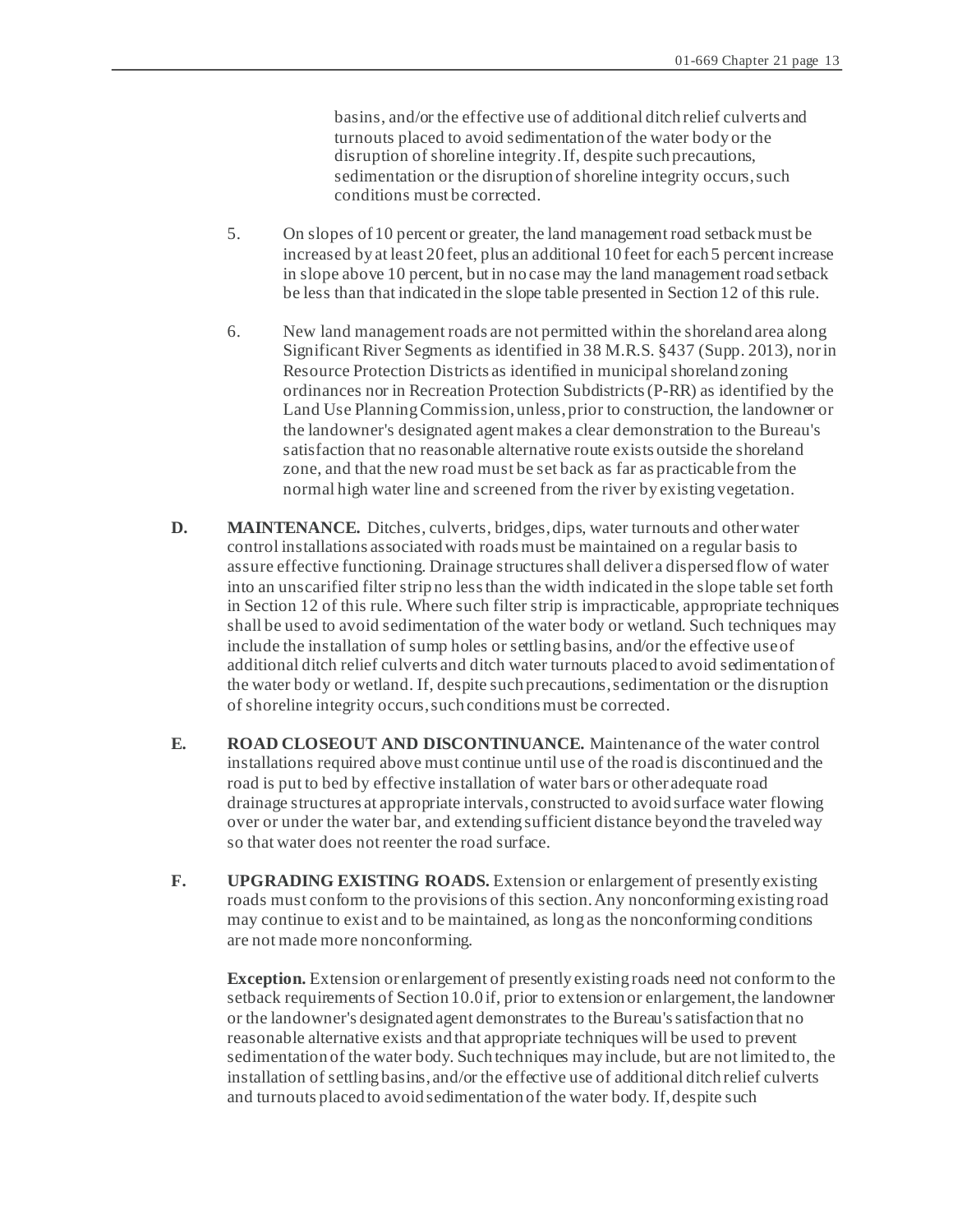basins, and/or the effective use of additional ditch relief culverts and turnouts placed to avoid sedimentation of the water body or the disruption of shoreline integrity. If, despite such precautions, sedimentation or the disruption of shoreline integrity occurs, such conditions must be corrected.

5. On slopes of 10 percent or greater, the land management road setback must be increased by at least 20 feet, plus an additional 10 feet for each 5 percent increase in slope above 10 percent, but in no case may the land management road setback be less than that indicated in the slope table presented in Section 12 of this rule.

6. New land management roads are not permitted within the shoreland area along Significant River Segments as identified in 38 M.R.S. §437 (Supp. 2013), nor in Resource Protection Districts as identified in municipal shoreland zoning ordinances nor in Recreation Protection Subdistricts (P-RR) as identified by the Land Use Planning Commission, unless, prior to construction, the landowner or the landowner's designated agent makes a clear demonstration to the Bureau's satisfaction that no reasonable alternative route exists outside the shoreland zone, and that the new road must be set back as far as practicable from the normal high water line and screened from the river by existing vegetation.

**D. MAINTENANCE.** Ditches, culverts, bridges, dips, water turnouts and other water control installations associated with roads must be maintained on a regular basis to assure effective functioning. Drainage structures shall deliver a dispersed flow of water into an unscarified filter strip no less than the width indicated in the slope table set forth in Section 12 of this rule. Where such filter strip is impracticable, appropriate techniques shall be used to avoid sedimentation of the water body or wetland. Such techniques may include the installation of sump holes or settling basins, and/or the effective use of additional ditch relief culverts and ditch water turnouts placed to avoid sedimentation of the water body or wetland. If, despite such precautions, sedimentation or the disruption of shoreline integrity occurs, such conditions must be corrected.

**E. ROAD CLOSEOUT AND DISCONTINUANCE.** Maintenance of the water control installations required above must continue until use of the road is discontinued and the road is put to bed by effective installation of water bars or other adequate road drainage structures at appropriate intervals, constructed to avoid surface water flowing over or under the water bar, and extending sufficient distance beyond the traveled way so that water does not reenter the road surface.

**F. UPGRADING EXISTING ROADS.** Extension or enlargement of presently existing roads must conform to the provisions of this section. Any nonconforming existing road may continue to exist and to be maintained, as long as the nonconforming conditions are not made more nonconforming.

**Exception.** Extension or enlargement of presently existing roads need not conform to the setback requirements of Section 10.0 if, prior to extension or enlargement, the landowner or the landowner's designated agent demonstrates to the Bureau's satisfaction that no reasonable alternative exists and that appropriate techniques will be used to prevent sedimentation of the water body. Such techniques may include, but are not limited to, the installation of settling basins, and/or the effective use of additional ditch relief culverts and turnouts placed to avoid sedimentation of the water body. If, despite such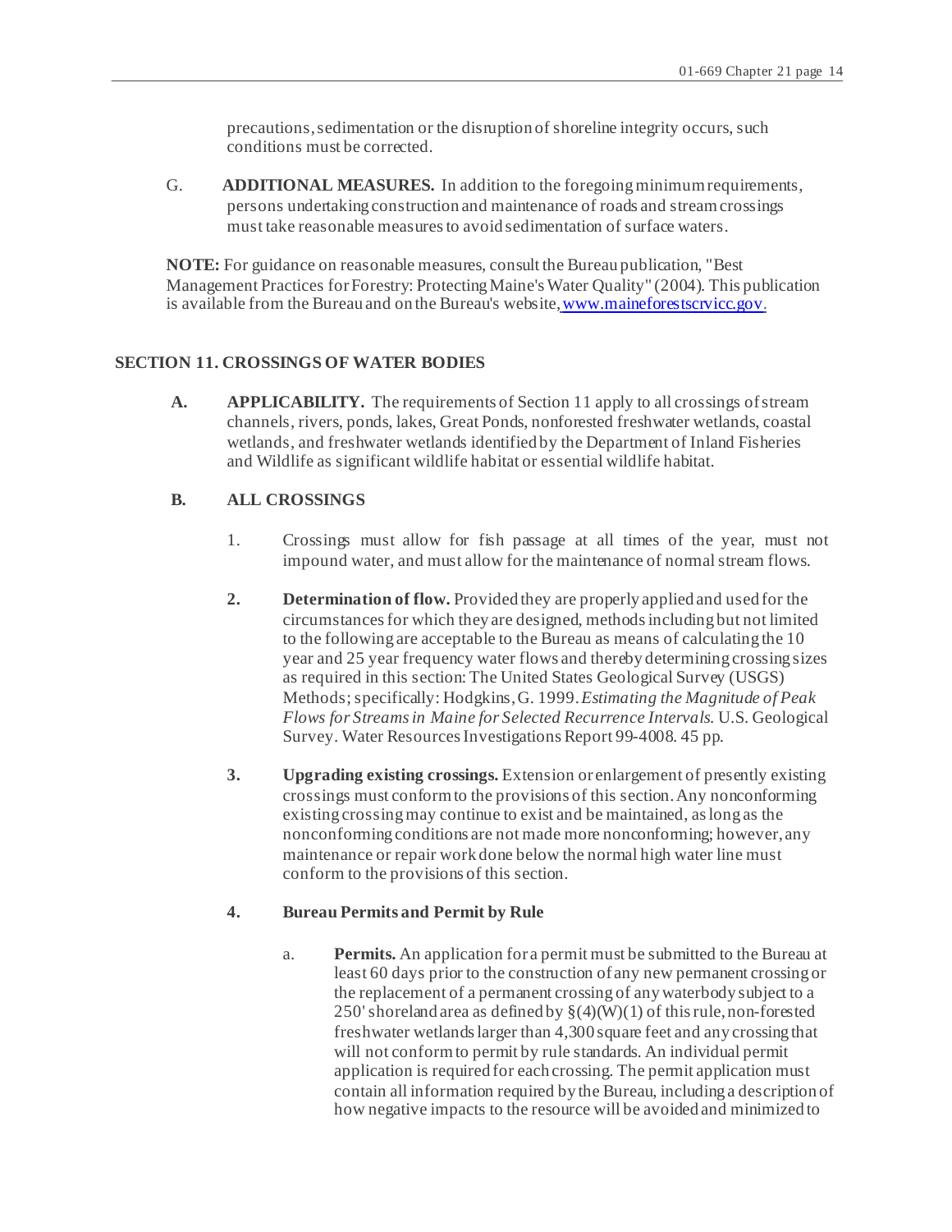precautions, sedimentation or the disruption of shoreline integrity occurs, such conditions must be corrected.

G. **ADDITIONAL MEASURES.** In addition to the foregoing minimum requirements, persons undertaking construction and maintenance of roads and stream crossings must take reasonable measures to avoid sedimentation of surface waters.

**NOTE:** For guidance on reasonable measures, consult the Bureau publication, "Best Management Practices for Forestry: Protecting Maine's Water Quality" (2004). This publication is available from the Bureau and on the Bureau's website, www.maineforestscrvicc.gov.

## SECTION 11. CROSSINGS OF WATER BODIES

**A. APPLICABILITY.** The requirements of Section 11 apply to all crossings of stream channels, rivers, ponds, lakes, Great Ponds, nonforested freshwater wetlands, coastal wetlands, and freshwater wetlands identified by the Department of Inland Fisheries and Wildlife as significant wildlife habitat or essential wildlife habitat.

**B. ALL CROSSINGS**

1. Crossings must allow for fish passage at all times of the year, must not impound water, and must allow for the maintenance of normal stream flows.

2. **Determination of flow.** Provided they are properly applied and used for the circumstances for which they are designed, methods including but not limited to the following are acceptable to the Bureau as means of calculating the 10 year and 25 year frequency water flows and thereby determining crossing sizes as required in this section: The United States Geological Survey (USGS) Methods; specifically: Hodgkins, G. 1999. *Estimating the Magnitude of Peak Flows for Streams in Maine for Selected Recurrence Intervals.* U.S. Geological Survey. Water Resources Investigations Report 99-4008. 45 pp.

3. **Upgrading existing crossings.** Extension or enlargement of presently existing crossings must conform to the provisions of this section. Any nonconforming existing crossing may continue to exist and be maintained, as long as the nonconforming conditions are not made more nonconforming; however, any maintenance or repair work done below the normal high water line must conform to the provisions of this section.

4. **Bureau Permits and Permit by Rule**

   a. **Permits.** An application for a permit must be submitted to the Bureau at least 60 days prior to the construction of any new permanent crossing or the replacement of a permanent crossing of any waterbody subject to a 250' shoreland area as defined by §(4)(W)(1) of this rule, non-forested freshwater wetlands larger than 4,300 square feet and any crossing that will not conform to permit by rule standards. An individual permit application is required for each crossing. The permit application must contain all information required by the Bureau, including a description of how negative impacts to the resource will be avoided and minimized to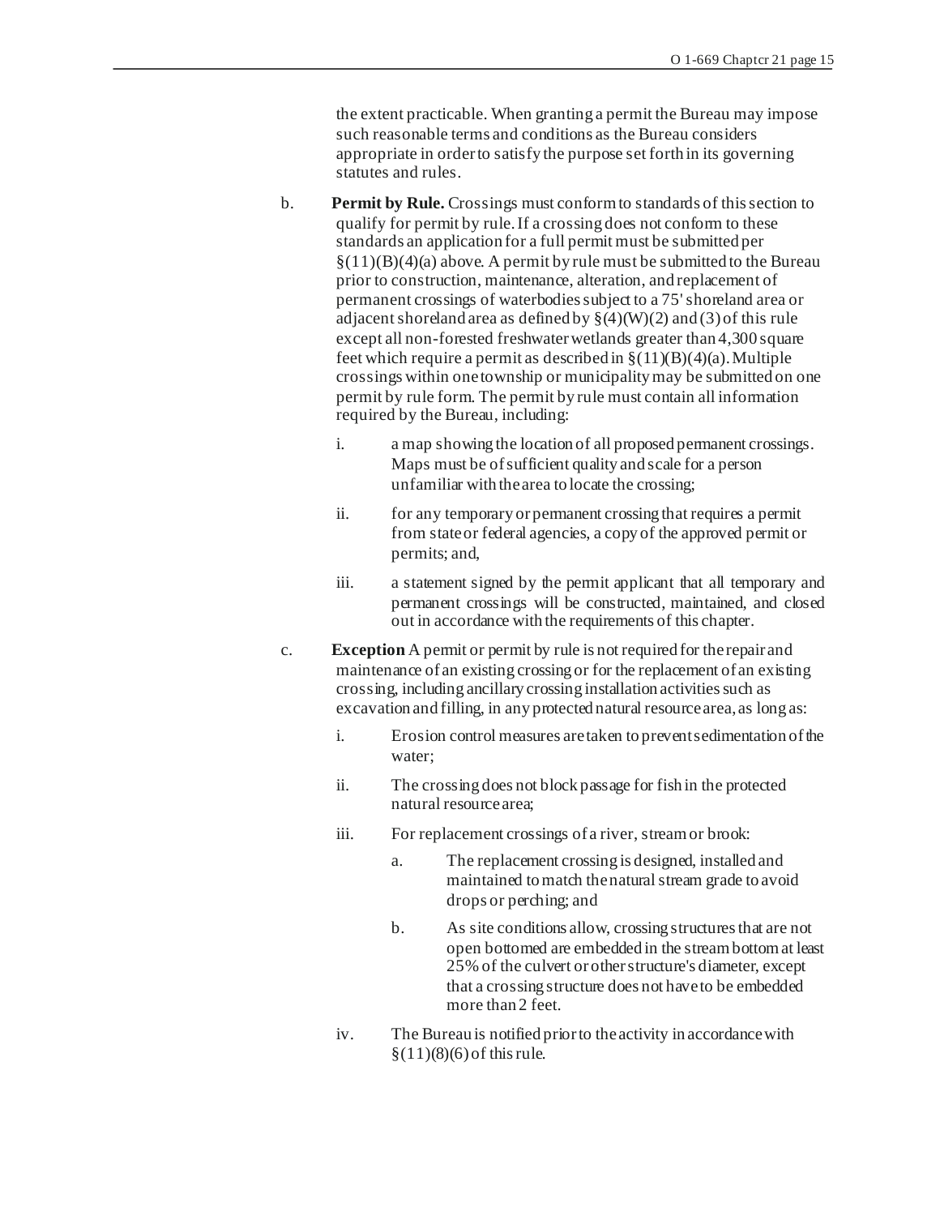the extent practicable. When granting a permit the Bureau may impose such reasonable terms and conditions as the Bureau considers appropriate in order to satisfy the purpose set forth in its governing statutes and rules.

b. **Permit by Rule.** Crossings must conform to standards of this section to qualify for permit by rule. If a crossing does not conform to these standards an application for a full permit must be submitted per §(11)(B)(4)(a) above. A permit by rule must be submitted to the Bureau prior to construction, maintenance, alteration, and replacement of permanent crossings of waterbodies subject to a 75' shoreland area or adjacent shoreland area as defined by §(4)(W)(2) and (3) of this rule except all non-forested freshwater wetlands greater than 4,300 square feet which require a permit as described in §(11)(B)(4)(a). Multiple crossings within one township or municipality may be submitted on one permit by rule form. The permit by rule must contain all information required by the Bureau, including:

   i. a map showing the location of all proposed permanent crossings. Maps must be of sufficient quality and scale for a person unfamiliar with the area to locate the crossing;

   ii. for any temporary or permanent crossing that requires a permit from state or federal agencies, a copy of the approved permit or permits; and,

   iii. a statement signed by the permit applicant that all temporary and permanent crossings will be constructed, maintained, and closed out in accordance with the requirements of this chapter.

c. **Exception** A permit or permit by rule is not required for the repair and maintenance of an existing crossing or for the replacement of an existing crossing, including ancillary crossing installation activities such as excavation and filling, in any protected natural resource area, as long as:

   i. Erosion control measures are taken to prevent sedimentation of the water;

   ii. The crossing does not block passage for fish in the protected natural resource area;

   iii. For replacement crossings of a river, stream or brook:

      a. The replacement crossing is designed, installed and maintained to match the natural stream grade to avoid drops or perching; and

      b. As site conditions allow, crossing structures that are not open bottomed are embedded in the stream bottom at least 25% of the culvert or other structure's diameter, except that a crossing structure does not have to be embedded more than 2 feet.

   iv. The Bureau is notified prior to the activity in accordance with §(11)(8)(6) of this rule.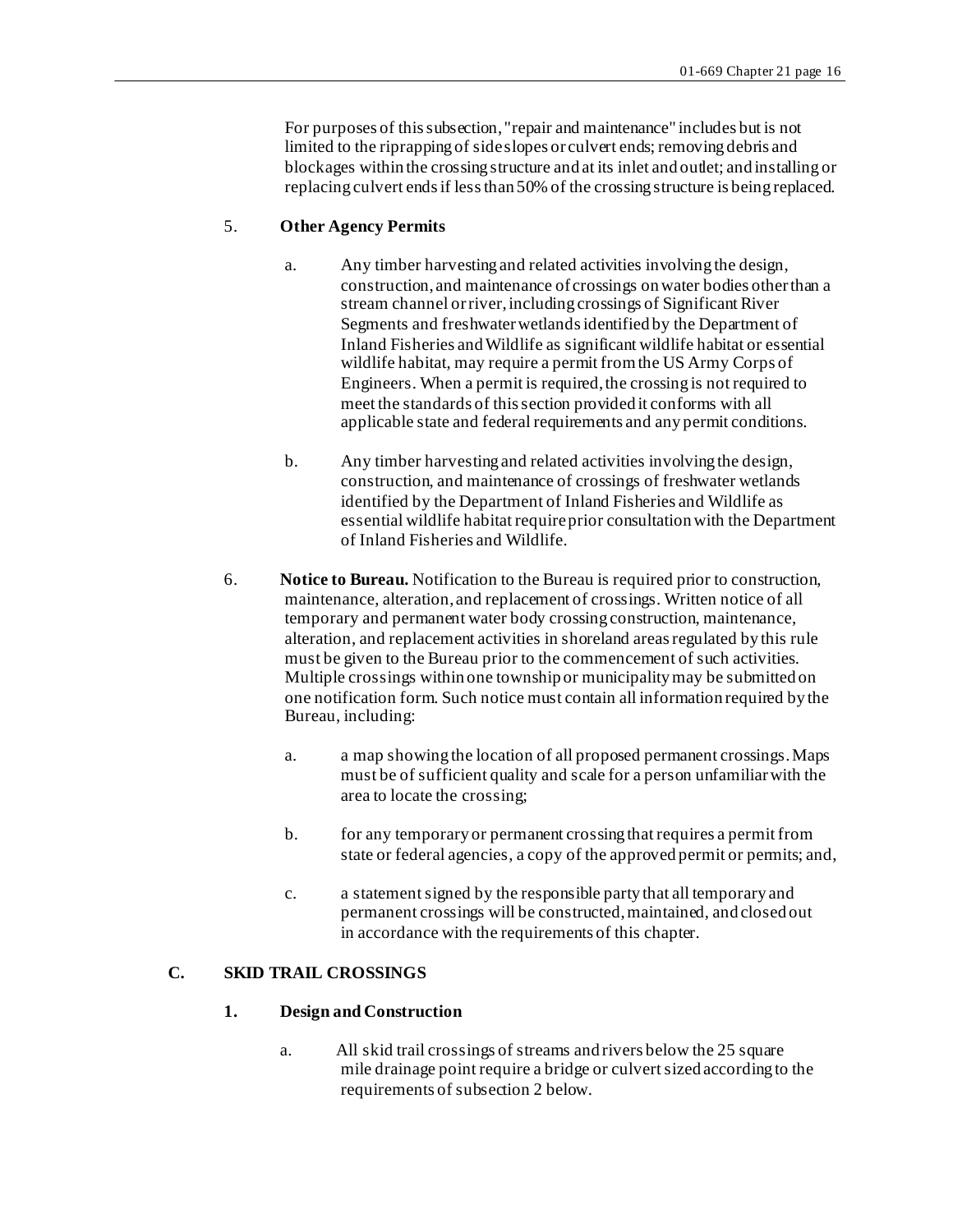For purposes of this subsection, "repair and maintenance" includes but is not limited to the riprapping of side slopes or culvert ends; removing debris and blockages within the crossing structure and at its inlet and outlet; and installing or replacing culvert ends if less than 50% of the crossing structure is being replaced.

5. **Other Agency Permits**

   a. Any timber harvesting and related activities involving the design, construction, and maintenance of crossings on water bodies other than a stream channel or river, including crossings of Significant River Segments and freshwater wetlands identified by the Department of Inland Fisheries and Wildlife as significant wildlife habitat or essential wildlife habitat, may require a permit from the US Army Corps of Engineers. When a permit is required, the crossing is not required to meet the standards of this section provided it conforms with all applicable state and federal requirements and any permit conditions.

   b. Any timber harvesting and related activities involving the design, construction, and maintenance of crossings of freshwater wetlands identified by the Department of Inland Fisheries and Wildlife as essential wildlife habitat require prior consultation with the Department of Inland Fisheries and Wildlife.

6. **Notice to Bureau.** Notification to the Bureau is required prior to construction, maintenance, alteration, and replacement of crossings. Written notice of all temporary and permanent water body crossing construction, maintenance, alteration, and replacement activities in shoreland areas regulated by this rule must be given to the Bureau prior to the commencement of such activities. Multiple crossings within one township or municipality may be submitted on one notification form. Such notice must contain all information required by the Bureau, including:

   a. a map showing the location of all proposed permanent crossings. Maps must be of sufficient quality and scale for a person unfamiliar with the area to locate the crossing;

   b. for any temporary or permanent crossing that requires a permit from state or federal agencies, a copy of the approved permit or permits; and,

   c. a statement signed by the responsible party that all temporary and permanent crossings will be constructed, maintained, and closed out in accordance with the requirements of this chapter.

## C. SKID TRAIL CROSSINGS

### 1. Design and Construction

   a. All skid trail crossings of streams and rivers below the 25 square mile drainage point require a bridge or culvert sized according to the requirements of subsection 2 below.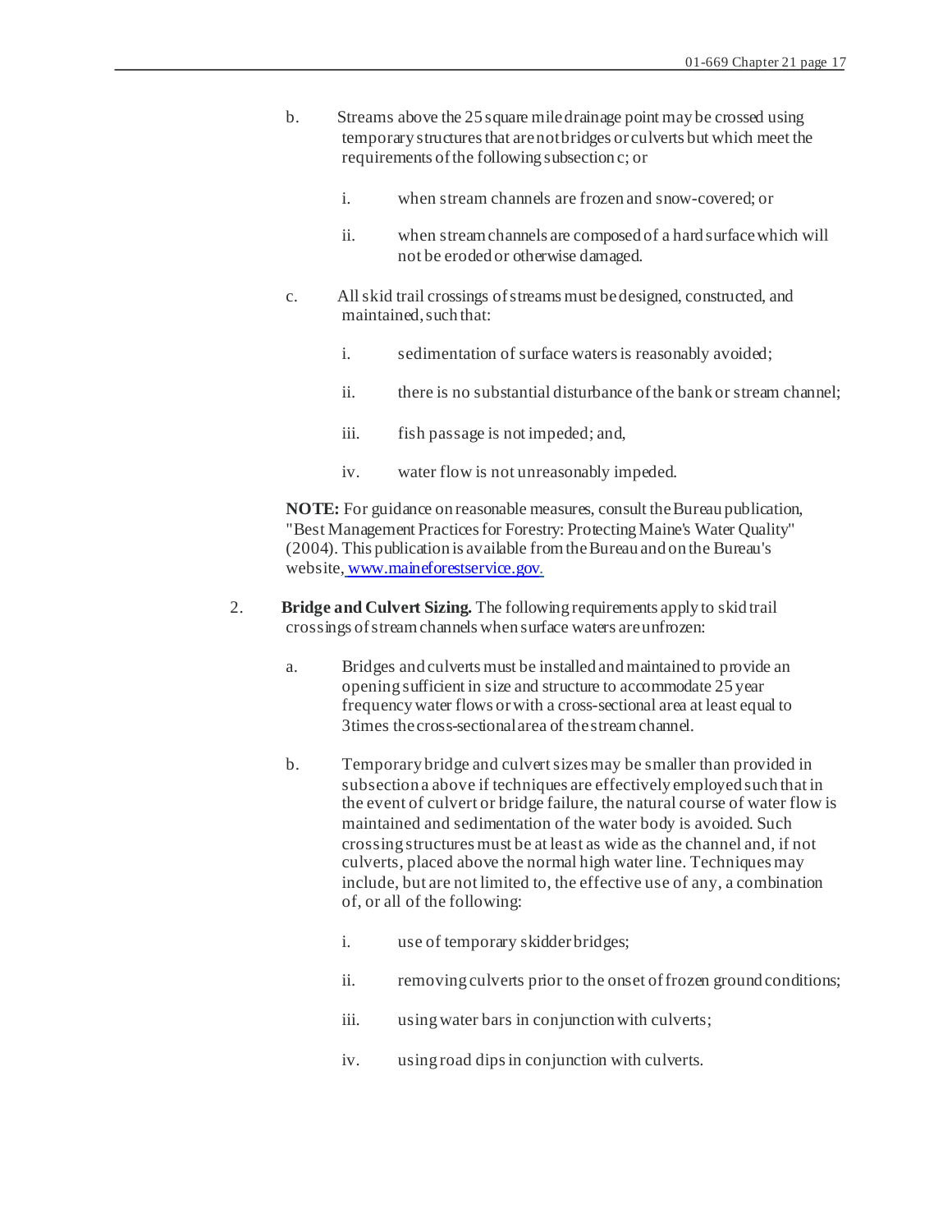b. Streams above the 25 square mile drainage point may be crossed using temporary structures that are not bridges or culverts but which meet the requirements of the following subsection c; or

   i. when stream channels are frozen and snow-covered; or

   ii. when stream channels are composed of a hard surface which will not be eroded or otherwise damaged.

c. All skid trail crossings of streams must be designed, constructed, and maintained, such that:

   i. sedimentation of surface waters is reasonably avoided;

   ii. there is no substantial disturbance of the bank or stream channel;

   iii. fish passage is not impeded; and,

   iv. water flow is not unreasonably impeded.

**NOTE:** For guidance on reasonable measures, consult the Bureau publication, "Best Management Practices for Forestry: Protecting Maine's Water Quality" (2004). This publication is available from the Bureau and on the Bureau's website, www.maineforestservice.gov.

2. **Bridge and Culvert Sizing.** The following requirements apply to skid trail crossings of stream channels when surface waters are unfrozen:

   a. Bridges and culverts must be installed and maintained to provide an opening sufficient in size and structure to accommodate 25 year frequency water flows or with a cross-sectional area at least equal to 3times the cross-sectional area of the stream channel.

   b. Temporary bridge and culvert sizes may be smaller than provided in subsection a above if techniques are effectively employed such that in the event of culvert or bridge failure, the natural course of water flow is maintained and sedimentation of the water body is avoided. Such crossing structures must be at least as wide as the channel and, if not culverts, placed above the normal high water line. Techniques may include, but are not limited to, the effective use of any, a combination of, or all of the following:

      i. use of temporary skidder bridges;

      ii. removing culverts prior to the onset of frozen ground conditions;

      iii. using water bars in conjunction with culverts;

      iv. using road dips in conjunction with culverts.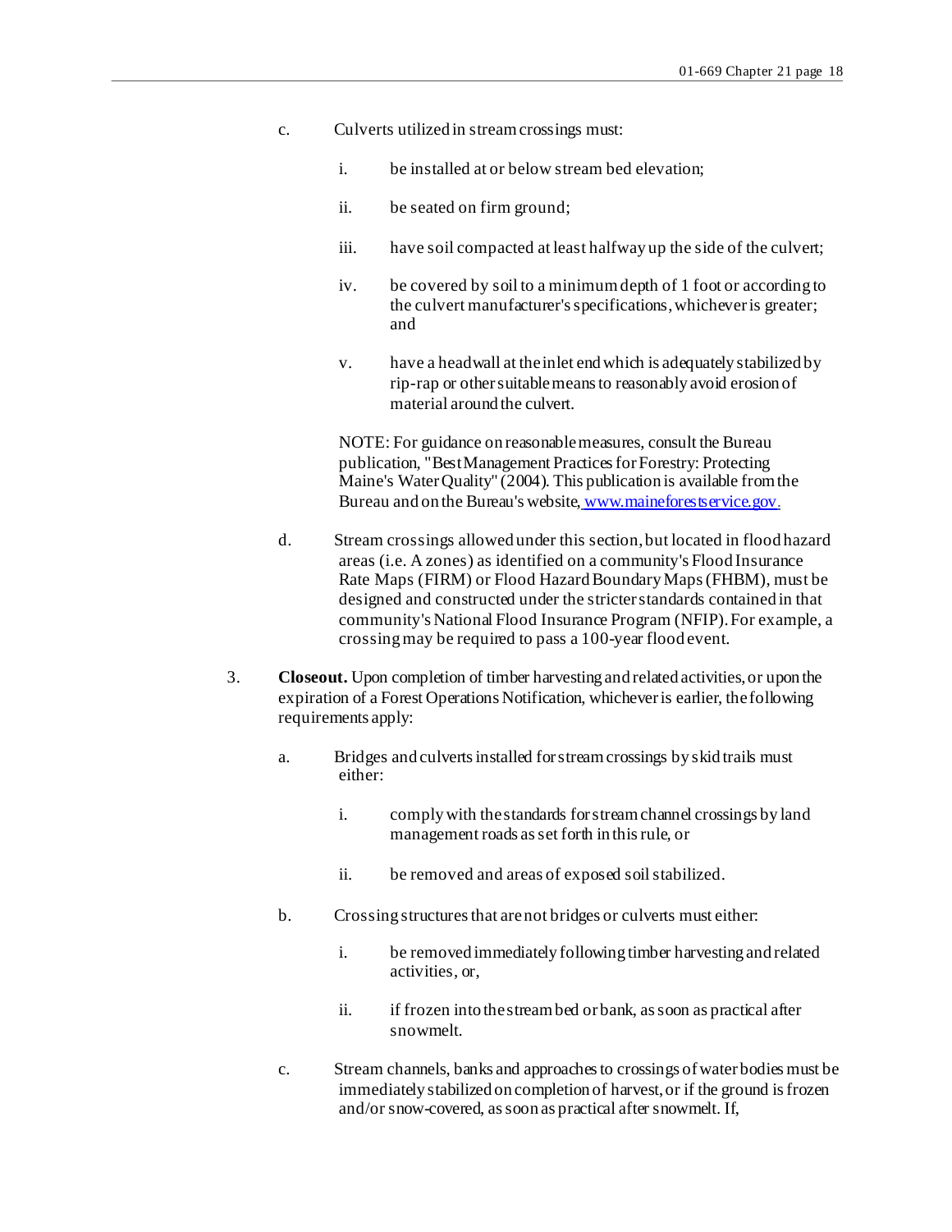c. Culverts utilized in stream crossings must:

   i. be installed at or below stream bed elevation;

   ii. be seated on firm ground;

   iii. have soil compacted at least halfway up the side of the culvert;

   iv. be covered by soil to a minimum depth of 1 foot or according to the culvert manufacturer's specifications, whichever is greater; and

   v. have a headwall at the inlet end which is adequately stabilized by rip-rap or other suitable means to reasonably avoid erosion of material around the culvert.

   NOTE: For guidance on reasonable measures, consult the Bureau publication, "Best Management Practices for Forestry: Protecting Maine's Water Quality" (2004). This publication is available from the Bureau and on the Bureau's website, [www.maineforestservice.gov](http://www.maineforestservice.gov).

d. Stream crossings allowed under this section, but located in flood hazard areas (i.e. A zones) as identified on a community's Flood Insurance Rate Maps (FIRM) or Flood Hazard Boundary Maps (FHBM), must be designed and constructed under the stricter standards contained in that community's National Flood Insurance Program (NFIP). For example, a crossing may be required to pass a 100-year flood event.

3. **Closeout.** Upon completion of timber harvesting and related activities, or upon the expiration of a Forest Operations Notification, whichever is earlier, the following requirements apply:

   a. Bridges and culverts installed for stream crossings by skid trails must either:

      i. comply with the standards for stream channel crossings by land management roads as set forth in this rule, or

      ii. be removed and areas of exposed soil stabilized.

   b. Crossing structures that are not bridges or culverts must either:

      i. be removed immediately following timber harvesting and related activities, or,

      ii. if frozen into the stream bed or bank, as soon as practical after snowmelt.

   c. Stream channels, banks and approaches to crossings of water bodies must be immediately stabilized on completion of harvest, or if the ground is frozen and/or snow-covered, as soon as practical after snowmelt. If,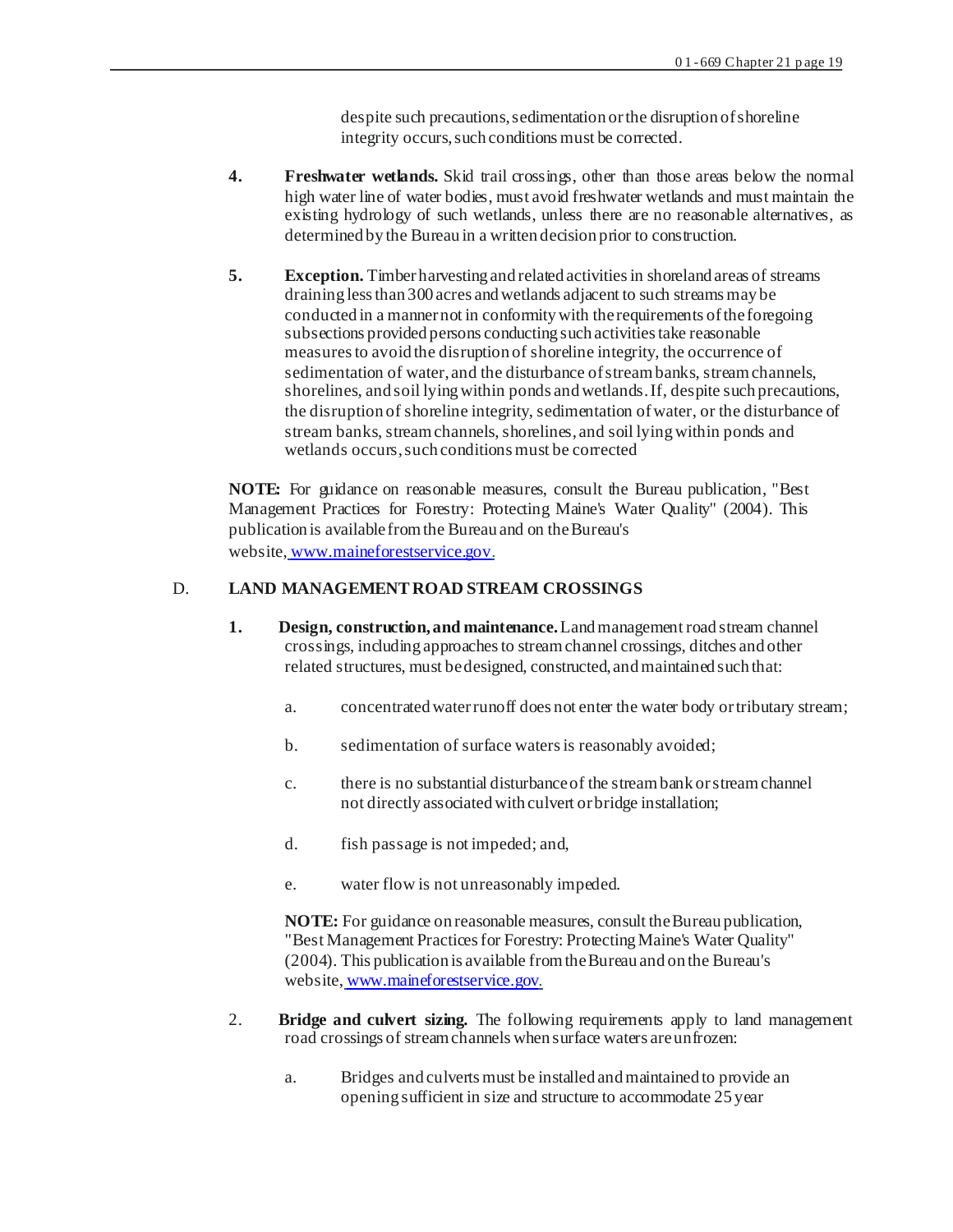despite such precautions, sedimentation or the disruption of shoreline integrity occurs, such conditions must be corrected.

**4. Freshwater wetlands.** Skid trail crossings, other than those areas below the normal high water line of water bodies, must avoid freshwater wetlands and must maintain the existing hydrology of such wetlands, unless there are no reasonable alternatives, as determined by the Bureau in a written decision prior to construction.

**5. Exception.** Timber harvesting and related activities in shoreland areas of streams draining less than 300 acres and wetlands adjacent to such streams may be conducted in a manner not in conformity with the requirements of the foregoing subsections provided persons conducting such activities take reasonable measures to avoid the disruption of shoreline integrity, the occurrence of sedimentation of water, and the disturbance of stream banks, stream channels, shorelines, and soil lying within ponds and wetlands. If, despite such precautions, the disruption of shoreline integrity, sedimentation of water, or the disturbance of stream banks, stream channels, shorelines, and soil lying within ponds and wetlands occurs, such conditions must be corrected

**NOTE:** For guidance on reasonable measures, consult the Bureau publication, "Best Management Practices for Forestry: Protecting Maine's Water Quality" (2004). This publication is available from the Bureau and on the Bureau's website, www.maineforestservice.gov.

## D. LAND MANAGEMENT ROAD STREAM CROSSINGS

**1. Design, construction, and maintenance.** Land management road stream channel crossings, including approaches to stream channel crossings, ditches and other related structures, must be designed, constructed, and maintained such that:

a. concentrated water runoff does not enter the water body or tributary stream;

b. sedimentation of surface waters is reasonably avoided;

c. there is no substantial disturbance of the stream bank or stream channel not directly associated with culvert or bridge installation;

d. fish passage is not impeded; and,

e. water flow is not unreasonably impeded.

**NOTE:** For guidance on reasonable measures, consult the Bureau publication, "Best Management Practices for Forestry: Protecting Maine's Water Quality" (2004). This publication is available from the Bureau and on the Bureau's website, www.maineforestservice.gov.

2. **Bridge and culvert sizing.** The following requirements apply to land management road crossings of stream channels when surface waters are unfrozen:

a. Bridges and culverts must be installed and maintained to provide an opening sufficient in size and structure to accommodate 25 year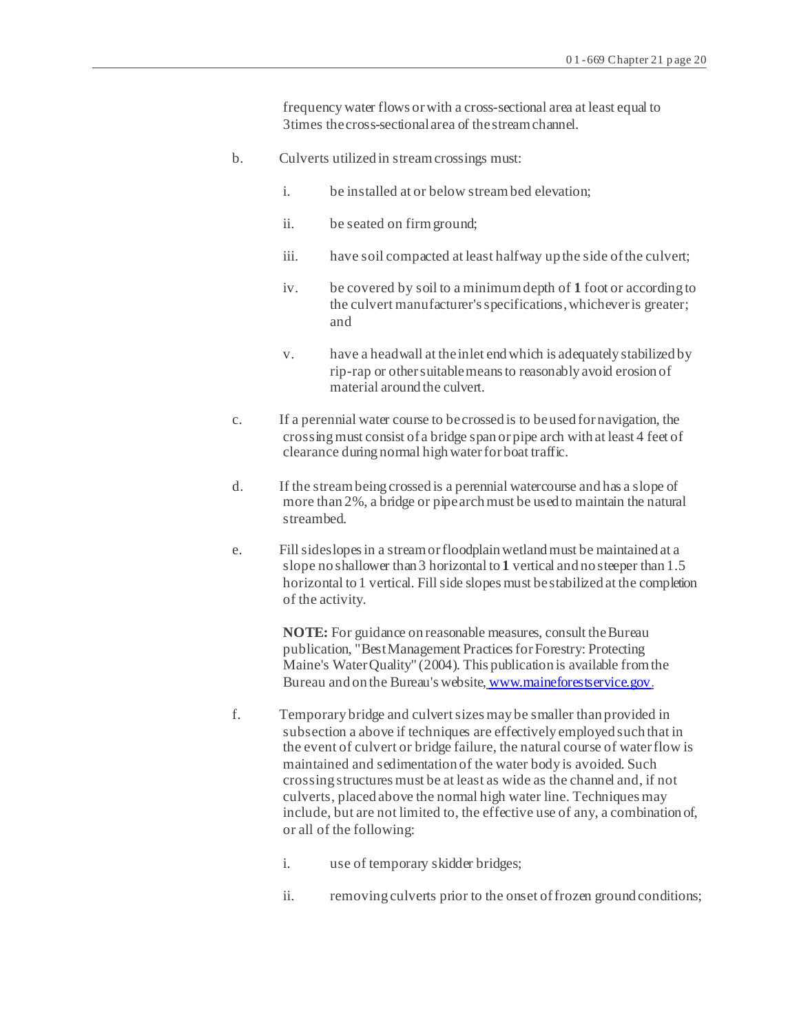frequency water flows or with a cross-sectional area at least equal to 3times the cross-sectional area of the stream channel.

b. Culverts utilized in stream crossings must:

i. be installed at or below stream bed elevation;

ii. be seated on firm ground;

iii. have soil compacted at least halfway up the side of the culvert;

iv. be covered by soil to a minimum depth of 1 foot or according to the culvert manufacturer's specifications, whichever is greater; and

v. have a headwall at the inlet end which is adequately stabilized by rip-rap or other suitable means to reasonably avoid erosion of material around the culvert.

c. If a perennial water course to be crossed is to be used for navigation, the crossing must consist of a bridge span or pipe arch with at least 4 feet of clearance during normal high water for boat traffic.

d. If the stream being crossed is a perennial watercourse and has a slope of more than 2%, a bridge or pipe arch must be used to maintain the natural streambed.

e. Fill sideslopes in a stream or floodplain wetland must be maintained at a slope no shallower than 3 horizontal to 1 vertical and no steeper than 1.5 horizontal to 1 vertical. Fill side slopes must be stabilized at the completion of the activity.

**NOTE:** For guidance on reasonable measures, consult the Bureau publication, "Best Management Practices for Forestry: Protecting Maine's Water Quality" (2004). This publication is available from the Bureau and on the Bureau's website, www.maineforestservice.gov.

f. Temporary bridge and culvert sizes may be smaller than provided in subsection a above if techniques are effectively employed such that in the event of culvert or bridge failure, the natural course of water flow is maintained and sedimentation of the water body is avoided. Such crossing structures must be at least as wide as the channel and, if not culverts, placed above the normal high water line. Techniques may include, but are not limited to, the effective use of any, a combination of, or all of the following:

i. use of temporary skidder bridges;

ii. removing culverts prior to the onset of frozen ground conditions;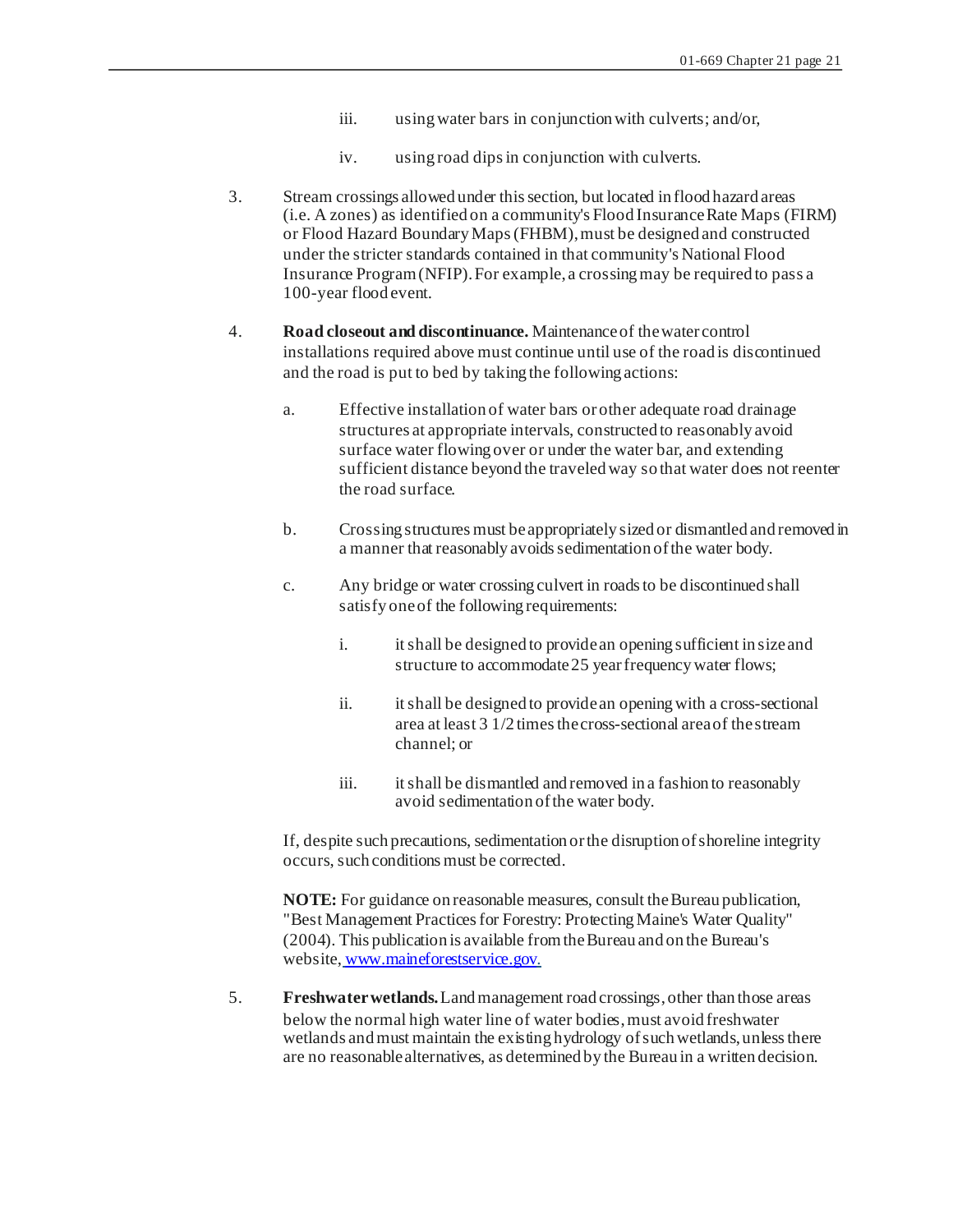iii. using water bars in conjunction with culverts; and/or,

iv. using road dips in conjunction with culverts.

3. Stream crossings allowed under this section, but located in flood hazard areas (i.e. A zones) as identified on a community's Flood Insurance Rate Maps (FIRM) or Flood Hazard Boundary Maps (FHBM), must be designed and constructed under the stricter standards contained in that community's National Flood Insurance Program (NFIP). For example, a crossing may be required to pass a 100-year flood event.

4. **Road closeout and discontinuance.** Maintenance of the water control installations required above must continue until use of the road is discontinued and the road is put to bed by taking the following actions:

   a. Effective installation of water bars or other adequate road drainage structures at appropriate intervals, constructed to reasonably avoid surface water flowing over or under the water bar, and extending sufficient distance beyond the traveled way so that water does not reenter the road surface.

   b. Crossing structures must be appropriately sized or dismantled and removed in a manner that reasonably avoids sedimentation of the water body.

   c. Any bridge or water crossing culvert in roads to be discontinued shall satisfy one of the following requirements:

      i. it shall be designed to provide an opening sufficient in size and structure to accommodate 25 year frequency water flows;

      ii. it shall be designed to provide an opening with a cross-sectional area at least 3 1/2 times the cross-sectional area of the stream channel; or

      iii. it shall be dismantled and removed in a fashion to reasonably avoid sedimentation of the water body.

   If, despite such precautions, sedimentation or the disruption of shoreline integrity occurs, such conditions must be corrected.

   **NOTE:** For guidance on reasonable measures, consult the Bureau publication, "Best Management Practices for Forestry: Protecting Maine's Water Quality" (2004). This publication is available from the Bureau and on the Bureau's website, www.maineforestservice.gov.

5. **Freshwater wetlands.** Land management road crossings, other than those areas below the normal high water line of water bodies, must avoid freshwater wetlands and must maintain the existing hydrology of such wetlands, unless there are no reasonable alternatives, as determined by the Bureau in a written decision.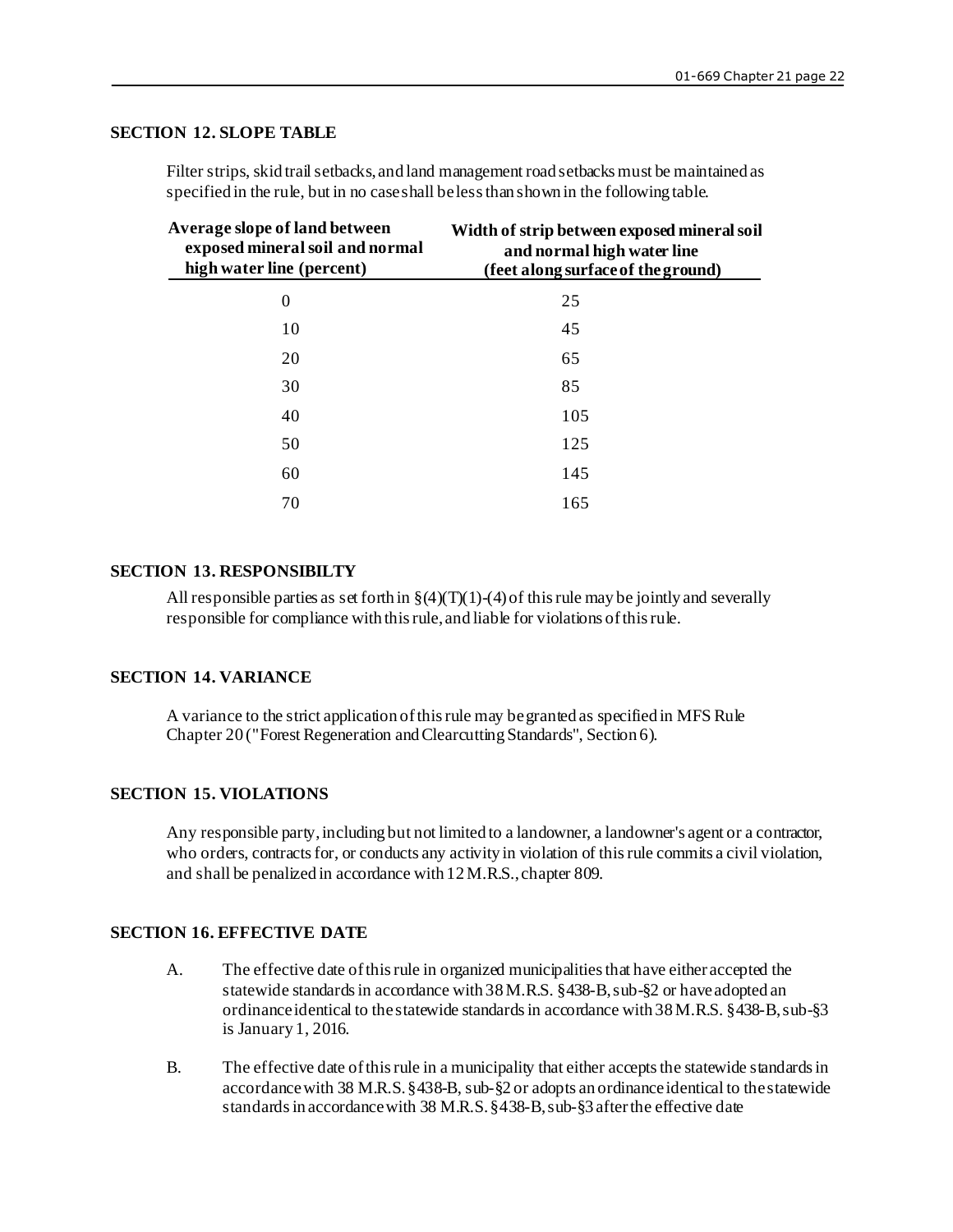## SECTION 12. SLOPE TABLE

Filter strips, skid trail setbacks, and land management road setbacks must be maintained as specified in the rule, but in no case shall be less than shown in the following table.

| Average slope of land between exposed mineral soil and normal high water line (percent) | Width of strip between exposed mineral soil and normal high water line (feet along surface of the ground) |
|---|---|
| 0 | 25 |
| 10 | 45 |
| 20 | 65 |
| 30 | 85 |
| 40 | 105 |
| 50 | 125 |
| 60 | 145 |
| 70 | 165 |

## SECTION 13. RESPONSIBILTY

All responsible parties as set forth in §(4)(T)(1)-(4) of this rule may be jointly and severally responsible for compliance with this rule, and liable for violations of this rule.

## SECTION 14. VARIANCE

A variance to the strict application of this rule may be granted as specified in MFS Rule Chapter 20 ("Forest Regeneration and Clearcutting Standards", Section 6).

## SECTION 15. VIOLATIONS

Any responsible party, including but not limited to a landowner, a landowner's agent or a contractor, who orders, contracts for, or conducts any activity in violation of this rule commits a civil violation, and shall be penalized in accordance with 12 M.R.S., chapter 809.

## SECTION 16. EFFECTIVE DATE

A. The effective date of this rule in organized municipalities that have either accepted the statewide standards in accordance with 38 M.R.S. §438-B, sub-§2 or have adopted an ordinance identical to the statewide standards in accordance with 38 M.R.S. §438-B, sub-§3 is January 1, 2016.

B. The effective date of this rule in a municipality that either accepts the statewide standards in accordance with 38 M.R.S. §438-B, sub-§2 or adopts an ordinance identical to the statewide standards in accordance with 38 M.R.S. §438-B, sub-§3 after the effective date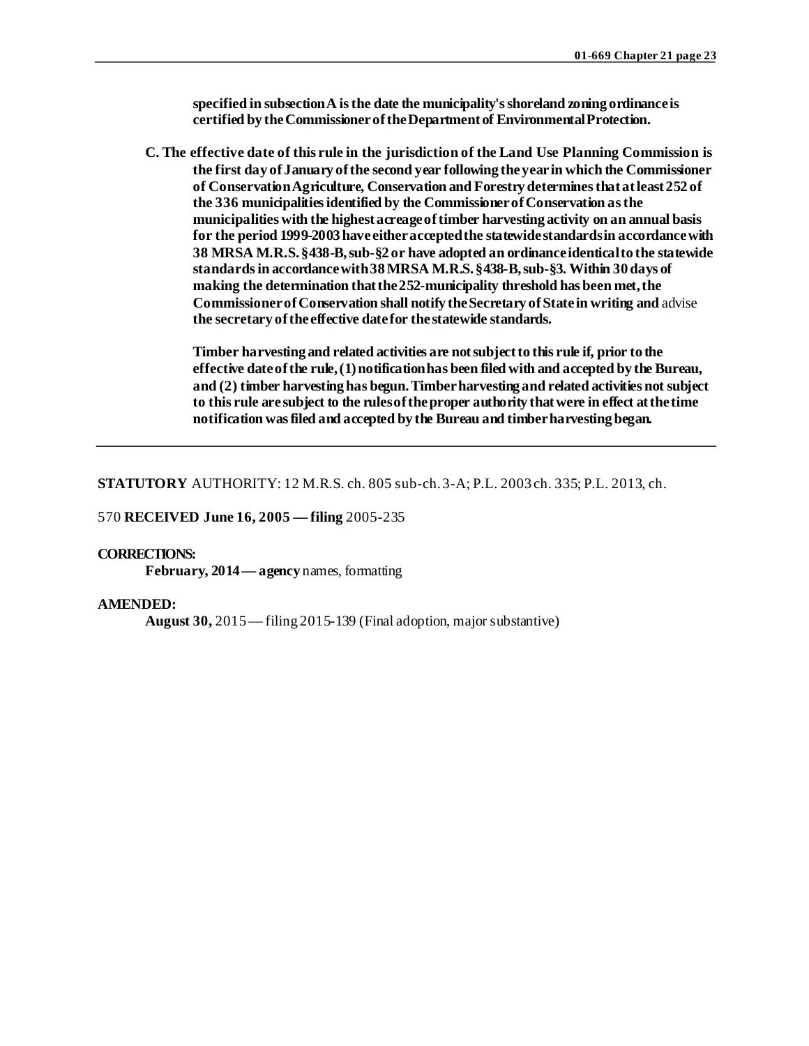**specified in subsection A is the date the municipality's shoreland zoning ordinance is certified by the Commissioner of the Department of Environmental Protection.**

**C. The effective date of this rule in the jurisdiction of the Land Use Planning Commission is the first day of January of the second year following the year in which the Commissioner of Conservation Agriculture, Conservation and Forestry determines that at least 252 of the 336 municipalities identified by the Commissioner of Conservation as the municipalities with the highest acreage of timber harvesting activity on an annual basis for the period 1999-2003 have either accepted the statewide standards in accordance with 38 MRSA M.R.S. §438-B, sub-§2 or have adopted an ordinance identical to the statewide standards in accordance with 38 MRSA M.R.S. §438-B, sub-§3. Within 30 days of making the determination that the 252-municipality threshold has been met, the Commissioner of Conservation shall notify the Secretary of State in writing and** advise **the secretary of the effective date for the statewide standards.**

**Timber harvesting and related activities are not subject to this rule if, prior to the effective date of the rule, (1) notification has been filed with and accepted by the Bureau, and (2) timber harvesting has begun. Timber harvesting and related activities not subject to this rule are subject to the rules of the proper authority that were in effect at the time notification was filed and accepted by the Bureau and timber harvesting began.**

---

**STATUTORY** AUTHORITY: 12 M.R.S. ch. 805 sub-ch. 3-A; P.L. 2003 ch. 335; P.L. 2013, ch.

570 **RECEIVED June 16, 2005 — filing** 2005-235

**CORRECTIONS:**

**February, 2014 — agency** names, formatting

**AMENDED:**

**August 30,** 2015 — filing 2015-139 (Final adoption, major substantive)